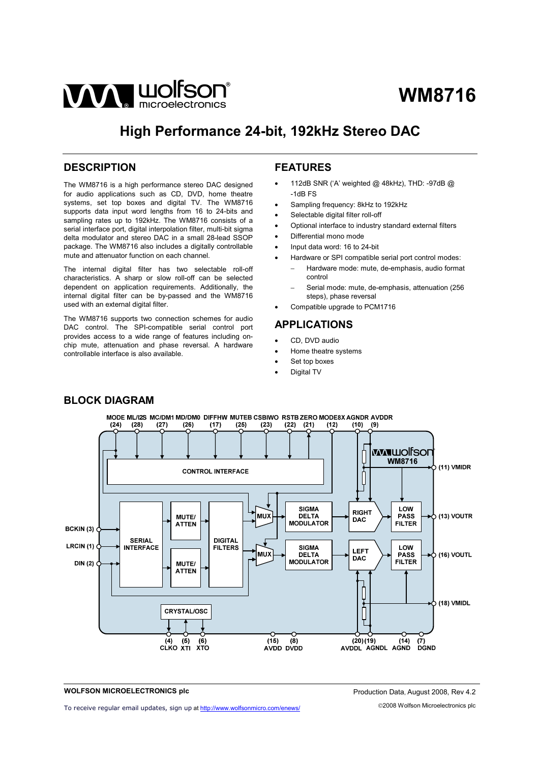# WM8716

## High Performance 24-bit, 192kHz Stereo DAC

## DESCRIPTION

The WM8716 is a high performance stereo DAC designed for audio applications such as CD, DVD, home theatre systems, set top boxes and digital TV. The WM8716 supports data input word lengths from 16 to 24-bits and sampling rates up to 192kHz. The WM8716 consists of a serial interface port, digital interpolation filter, multi-bit sigma delta modulator and stereo DAC in a small 28-lead SSOP package. The WM8716 also includes a digitally controllable mute and attenuator function on each channel.

The internal digital filter has two selectable roll-off characteristics. A sharp or slow roll-off can be selected dependent on application requirements. Additionally, the internal digital filter can be by-passed and the WM8716 used with an external digital filter.

The WM8716 supports two connection schemes for audio DAC control. The SPI-compatible serial control port provides access to a wide range of features including on-chip mute, attenuation and phase reversal. A hardware controllable interface is also available.

## FEATURES

- 112dB SNR ('A' weighted @ 48kHz), THD: -97dB @ -1dB FS
- Sampling frequency: 8kHz to 192kHz
- Selectable digital filter roll-off
- Optional interface to industry standard external filters
- Differential mono mode
- Input data word: 16 to 24-bit
- Hardware or SPI compatible serial port control modes:
  - Hardware mode: mute, de-emphasis, audio format control
  - Serial mode: mute, de-emphasis, attenuation (256 steps), phase reversal
- Compatible upgrade to PCM1716

## APPLICATIONS

- CD, DVD audio
- Home theatre systems
- Set top boxes
- Digital TV

## BLOCK DIAGRAM

WOLFSON MICROELECTRONICS plc

Production Data, August 2008, Rev 4.2

To receive regular email updates, sign up at http://www.wolfsonmicro.com/enews/

©2008 Wolfson Microelectronics plc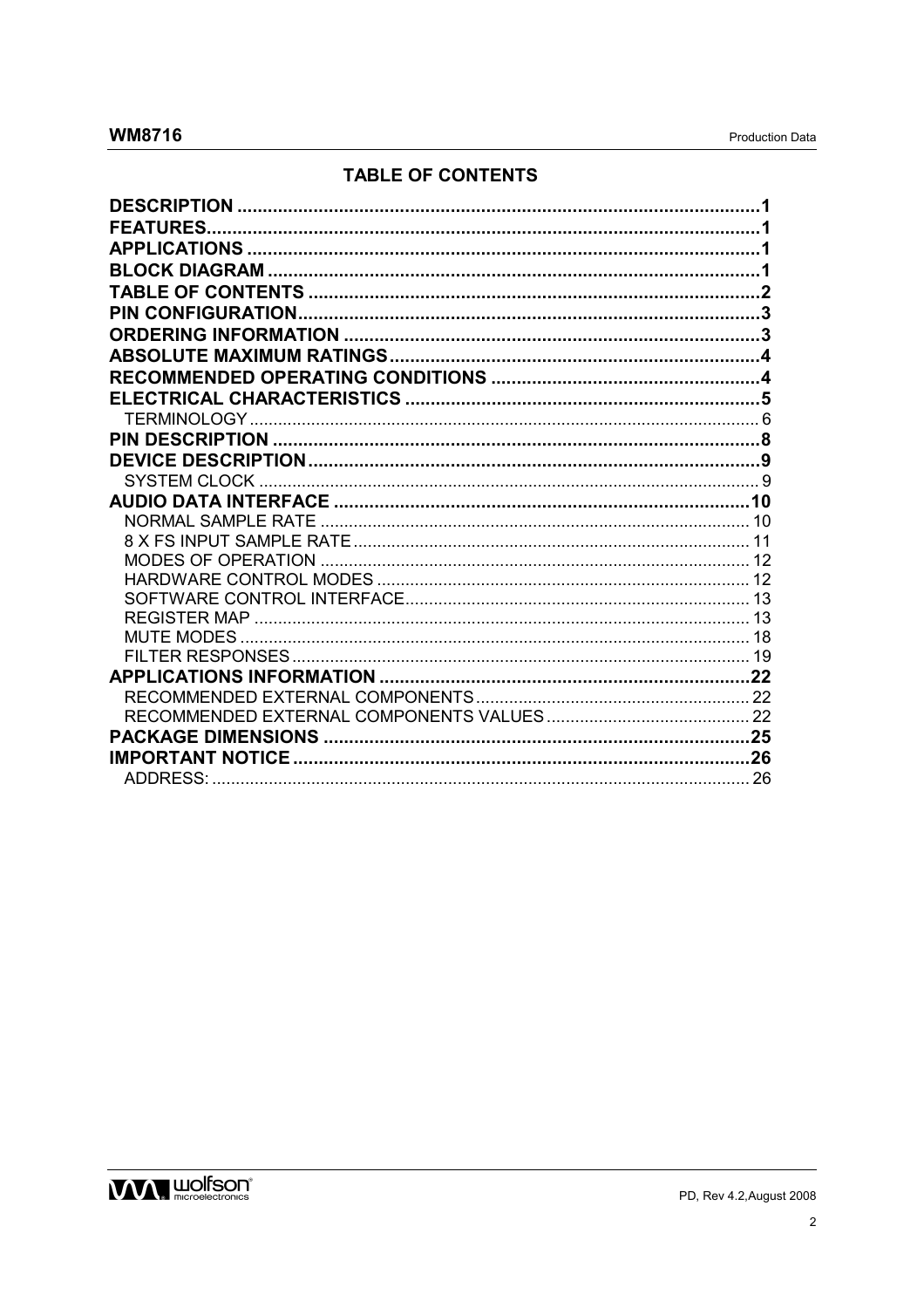## TABLE OF CONTENTS

**DESCRIPTION** .......... **1**
**FEATURES** .......... **1**
**APPLICATIONS** .......... **1**
**BLOCK DIAGRAM** .......... **1**
**TABLE OF CONTENTS** .......... **2**
**PIN CONFIGURATION** .......... **3**
**ORDERING INFORMATION** .......... **3**
**ABSOLUTE MAXIMUM RATINGS** .......... **4**
**RECOMMENDED OPERATING CONDITIONS** .......... **4**
**ELECTRICAL CHARACTERISTICS** .......... **5**
- TERMINOLOGY .......... 6

**PIN DESCRIPTION** .......... **8**
**DEVICE DESCRIPTION** .......... **9**
- SYSTEM CLOCK .......... 9

**AUDIO DATA INTERFACE** .......... **10**
- NORMAL SAMPLE RATE .......... 10
- 8 X FS INPUT SAMPLE RATE .......... 11
- MODES OF OPERATION .......... 12
- HARDWARE CONTROL MODES .......... 12
- SOFTWARE CONTROL INTERFACE .......... 13
- REGISTER MAP .......... 13
- MUTE MODES .......... 18
- FILTER RESPONSES .......... 19

**APPLICATIONS INFORMATION** .......... **22**
- RECOMMENDED EXTERNAL COMPONENTS .......... 22
- RECOMMENDED EXTERNAL COMPONENTS VALUES .......... 22

**PACKAGE DIMENSIONS** .......... **25**
**IMPORTANT NOTICE** .......... **26**
- ADDRESS: .......... 26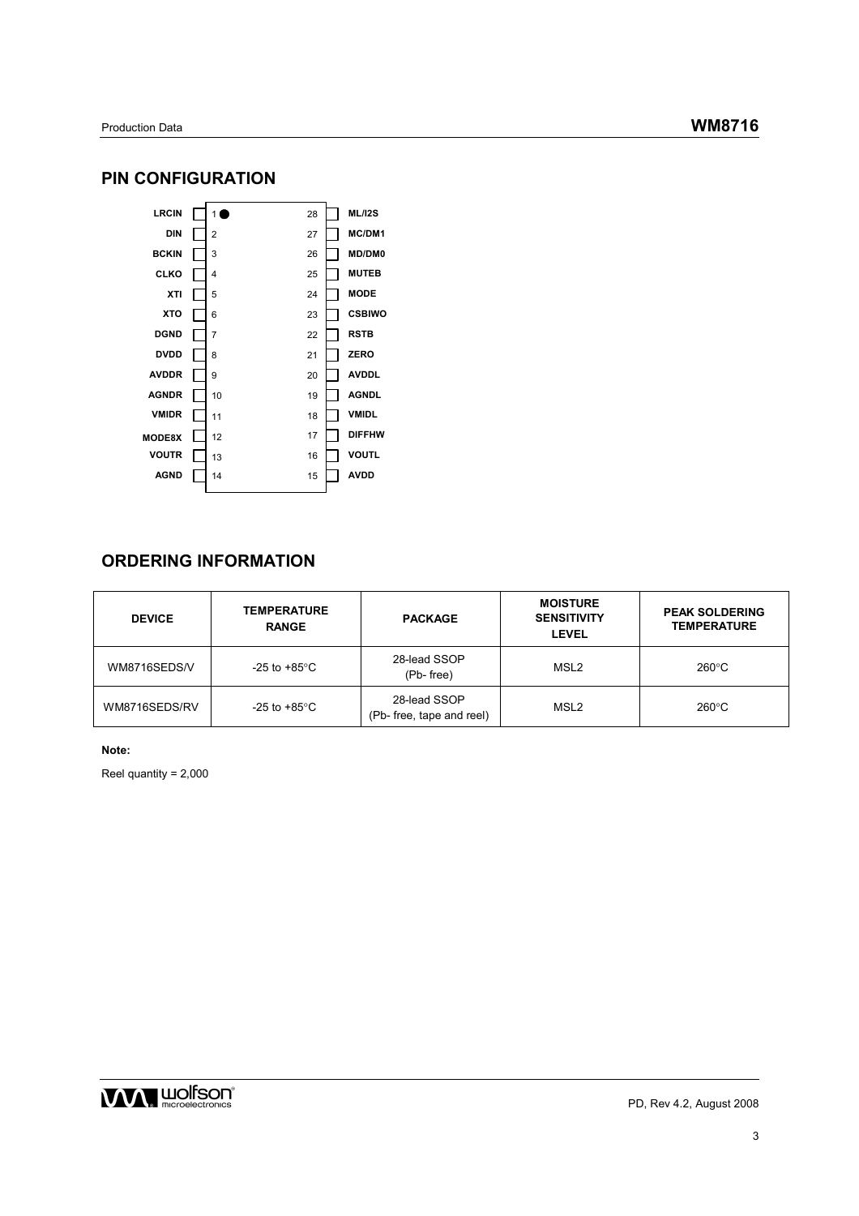## PIN CONFIGURATION

| Pin | Name | Pin | Name |
|---|---|---|---|
| 1 | LRCIN | 28 | ML/I2S |
| 2 | DIN | 27 | MC/DM1 |
| 3 | BCKIN | 26 | MD/DM0 |
| 4 | CLKO | 25 | MUTEB |
| 5 | XTI | 24 | MODE |
| 6 | XTO | 23 | CSBIWO |
| 7 | DGND | 22 | RSTB |
| 8 | DVDD | 21 | ZERO |
| 9 | AVDDR | 20 | AVDDL |
| 10 | AGNDR | 19 | AGNDL |
| 11 | VMIDR | 18 | VMIDL |
| 12 | MODE8X | 17 | DIFFHW |
| 13 | VOUTR | 16 | VOUTL |
| 14 | AGND | 15 | AVDD |

## ORDERING INFORMATION

| DEVICE | TEMPERATURE RANGE | PACKAGE | MOISTURE SENSITIVITY LEVEL | PEAK SOLDERING TEMPERATURE |
|---|---|---|---|---|
| WM8716SEDS/V | -25 to +85°C | 28-lead SSOP (Pb- free) | MSL2 | 260°C |
| WM8716SEDS/RV | -25 to +85°C | 28-lead SSOP (Pb- free, tape and reel) | MSL2 | 260°C |

**Note:**

Reel quantity = 2,000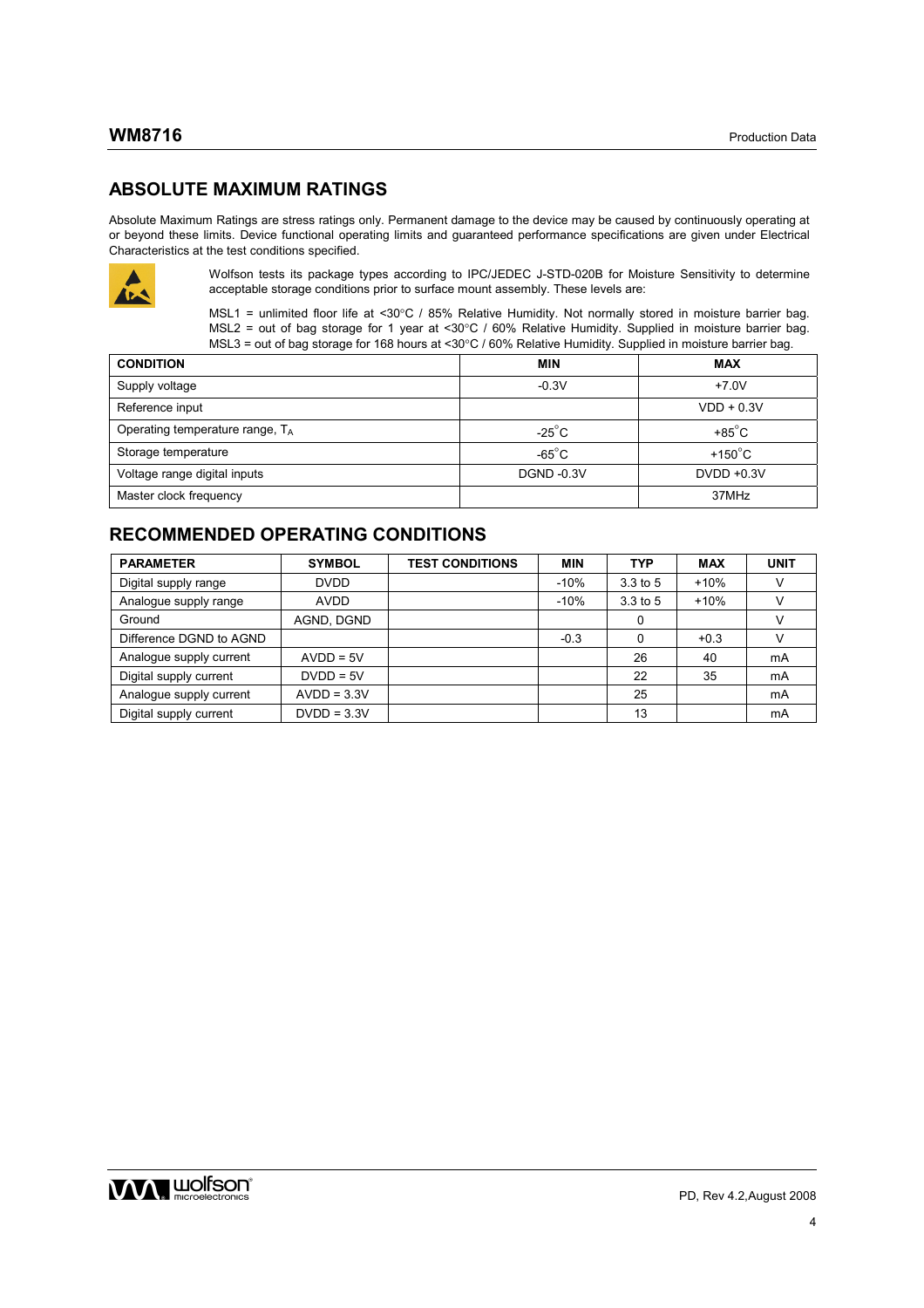## ABSOLUTE MAXIMUM RATINGS

Absolute Maximum Ratings are stress ratings only. Permanent damage to the device may be caused by continuously operating at or beyond these limits. Device functional operating limits and guaranteed performance specifications are given under Electrical Characteristics at the test conditions specified.

Wolfson tests its package types according to IPC/JEDEC J-STD-020B for Moisture Sensitivity to determine acceptable storage conditions prior to surface mount assembly. These levels are:

MSL1 = unlimited floor life at <30°C / 85% Relative Humidity. Not normally stored in moisture barrier bag.
MSL2 = out of bag storage for 1 year at <30°C / 60% Relative Humidity. Supplied in moisture barrier bag.
MSL3 = out of bag storage for 168 hours at <30°C / 60% Relative Humidity. Supplied in moisture barrier bag.

| CONDITION | MIN | MAX |
|---|---|---|
| Supply voltage | -0.3V | +7.0V |
| Reference input | | VDD + 0.3V |
| Operating temperature range, $T_A$ | -25°C | +85°C |
| Storage temperature | -65°C | +150°C |
| Voltage range digital inputs | DGND -0.3V | DVDD +0.3V |
| Master clock frequency | | 37MHz |

## RECOMMENDED OPERATING CONDITIONS

| PARAMETER | SYMBOL | TEST CONDITIONS | MIN | TYP | MAX | UNIT |
|---|---|---|---|---|---|---|
| Digital supply range | DVDD | | -10% | 3.3 to 5 | +10% | V |
| Analogue supply range | AVDD | | -10% | 3.3 to 5 | +10% | V |
| Ground | AGND, DGND | | | 0 | | V |
| Difference DGND to AGND | | | -0.3 | 0 | +0.3 | V |
| Analogue supply current | AVDD = 5V | | | 26 | 40 | mA |
| Digital supply current | DVDD = 5V | | | 22 | 35 | mA |
| Analogue supply current | AVDD = 3.3V | | | 25 | | mA |
| Digital supply current | DVDD = 3.3V | | | 13 | | mA |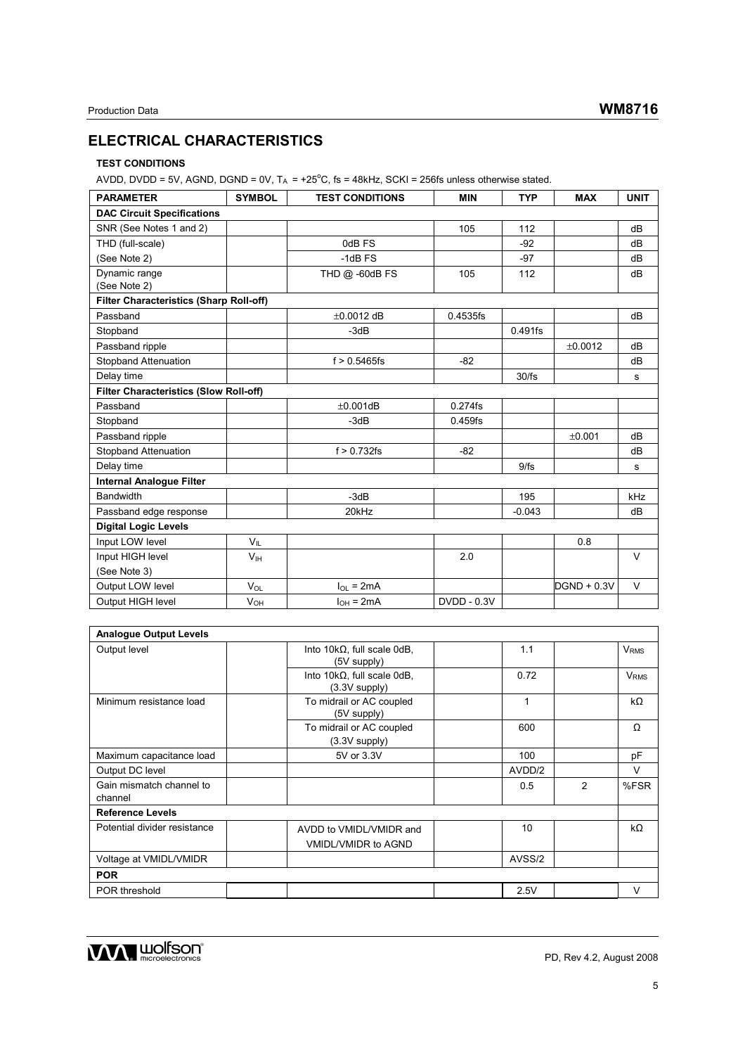## ELECTRICAL CHARACTERISTICS

### TEST CONDITIONS

AVDD, DVDD = 5V, AGND, DGND = 0V, $T_A$ = +25°C, fs = 48kHz, SCKI = 256fs unless otherwise stated.

| PARAMETER | SYMBOL | TEST CONDITIONS | MIN | TYP | MAX | UNIT |
|---|---|---|---|---|---|---|
| **DAC Circuit Specifications** | | | | | | |
| SNR (See Notes 1 and 2) | | | 105 | 112 | | dB |
| THD (full-scale) | | 0dB FS | | -92 | | dB |
| (See Note 2) | | -1dB FS | | -97 | | dB |
| Dynamic range (See Note 2) | | THD @ -60dB FS | 105 | 112 | | dB |
| **Filter Characteristics (Sharp Roll-off)** | | | | | | |
| Passband | | ±0.0012 dB | 0.4535fs | | | dB |
| Stopband | | -3dB | | 0.491fs | | |
| Passband ripple | | | | | ±0.0012 | dB |
| Stopband Attenuation | | f > 0.5465fs | -82 | | | dB |
| Delay time | | | | 30/fs | | s |
| **Filter Characteristics (Slow Roll-off)** | | | | | | |
| Passband | | ±0.001dB | 0.274fs | | | |
| Stopband | | -3dB | 0.459fs | | | |
| Passband ripple | | | | | ±0.001 | dB |
| Stopband Attenuation | | f > 0.732fs | -82 | | | dB |
| Delay time | | | | 9/fs | | s |
| **Internal Analogue Filter** | | | | | | |
| Bandwidth | | -3dB | | 195 | | kHz |
| Passband edge response | | 20kHz | | -0.043 | | dB |
| **Digital Logic Levels** | | | | | | |
| Input LOW level | $V_{IL}$ | | | | 0.8 | |
| Input HIGH level (See Note 3) | $V_{IH}$ | | 2.0 | | | V |
| Output LOW level | $V_{OL}$ | $I_{OL}$ = 2mA | | | DGND + 0.3V | V |
| Output HIGH level | $V_{OH}$ | $I_{OH}$ = 2mA | DVDD - 0.3V | | | |
| **Analogue Output Levels** | | | | | | |
| Output level | | Into 10kΩ, full scale 0dB, (5V supply) | | 1.1 | | $V_{RMS}$ |
| | | Into 10kΩ, full scale 0dB, (3.3V supply) | | 0.72 | | $V_{RMS}$ |
| Minimum resistance load | | To midrail or AC coupled (5V supply) | | 1 | | kΩ |
| | | To midrail or AC coupled (3.3V supply) | | 600 | | Ω |
| Maximum capacitance load | | 5V or 3.3V | | 100 | | pF |
| Output DC level | | | | AVDD/2 | | V |
| Gain mismatch channel to channel | | | | 0.5 | 2 | %FSR |
| **Reference Levels** | | | | | | |
| Potential divider resistance | | AVDD to VMIDL/VMIDR and VMIDL/VMIDR to AGND | | 10 | | kΩ |
| Voltage at VMIDL/VMIDR | | | | AVSS/2 | | |
| **POR** | | | | | | |
| POR threshold | | | | 2.5V | | V |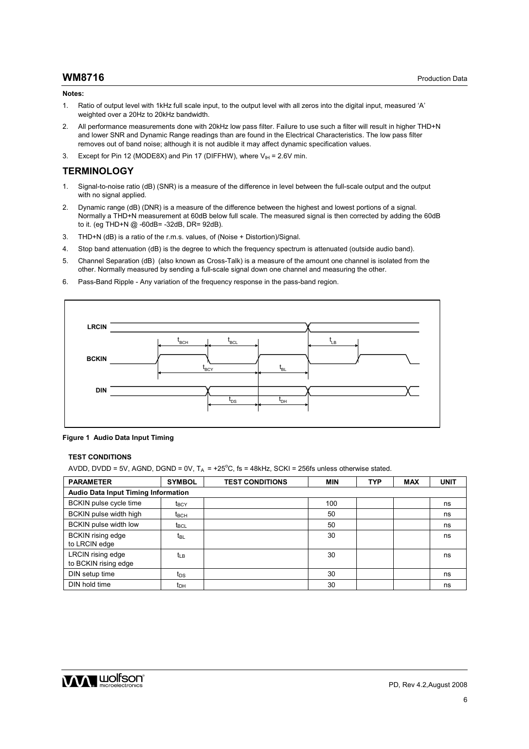**Notes:**

1. Ratio of output level with 1kHz full scale input, to the output level with all zeros into the digital input, measured 'A' weighted over a 20Hz to 20kHz bandwidth.
2. All performance measurements done with 20kHz low pass filter. Failure to use such a filter will result in higher THD+N and lower SNR and Dynamic Range readings than are found in the Electrical Characteristics. The low pass filter removes out of band noise; although it is not audible it may affect dynamic specification values.
3. Except for Pin 12 (MODE8X) and Pin 17 (DIFFHW), where $V_{IH}$ = 2.6V min.

## TERMINOLOGY

1. Signal-to-noise ratio (dB) (SNR) is a measure of the difference in level between the full-scale output and the output with no signal applied.
2. Dynamic range (dB) (DNR) is a measure of the difference between the highest and lowest portions of a signal. Normally a THD+N measurement at 60dB below full scale. The measured signal is then corrected by adding the 60dB to it. (eg THD+N @ -60dB= -32dB, DR= 92dB).
3. THD+N (dB) is a ratio of the r.m.s. values, of (Noise + Distortion)/Signal.
4. Stop band attenuation (dB) is the degree to which the frequency spectrum is attenuated (outside audio band).
5. Channel Separation (dB) (also known as Cross-Talk) is a measure of the amount one channel is isolated from the other. Normally measured by sending a full-scale signal down one channel and measuring the other.
6. Pass-Band Ripple - Any variation of the frequency response in the pass-band region.

**Figure 1 Audio Data Input Timing**

**TEST CONDITIONS**

AVDD, DVDD = 5V, AGND, DGND = 0V, $T_A$ = +25°C, fs = 48kHz, SCKI = 256fs unless otherwise stated.

| PARAMETER | SYMBOL | TEST CONDITIONS | MIN | TYP | MAX | UNIT |
|---|---|---|---|---|---|---|
| **Audio Data Input Timing Information** | | | | | | |
| BCKIN pulse cycle time | $t_{BCY}$ | | 100 | | | ns |
| BCKIN pulse width high | $t_{BCH}$ | | 50 | | | ns |
| BCKIN pulse width low | $t_{BCL}$ | | 50 | | | ns |
| BCKIN rising edge to LRCIN edge | $t_{BL}$ | | 30 | | | ns |
| LRCIN rising edge to BCKIN rising edge | $t_{LB}$ | | 30 | | | ns |
| DIN setup time | $t_{DS}$ | | 30 | | | ns |
| DIN hold time | $t_{DH}$ | | 30 | | | ns |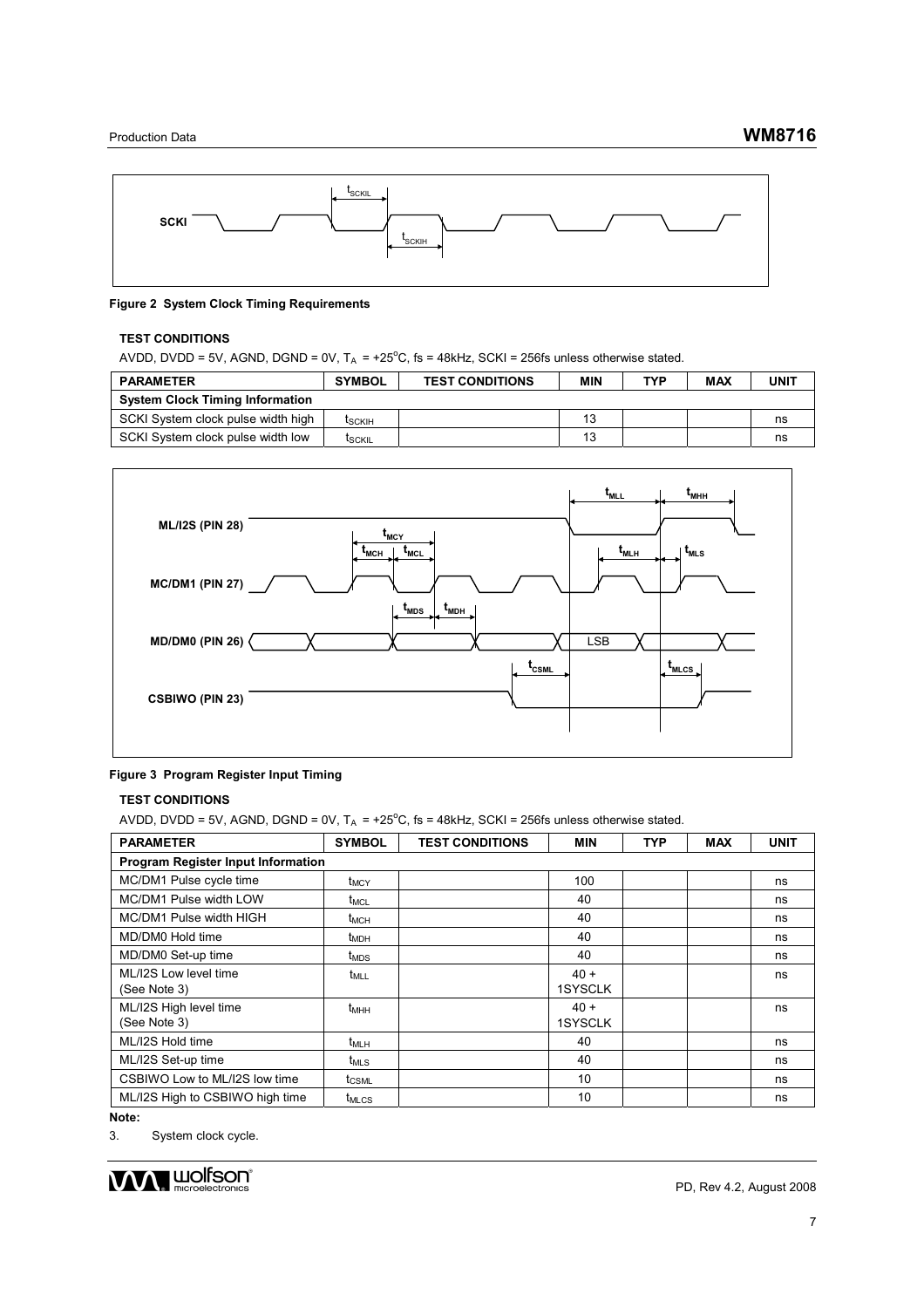**Figure 2 System Clock Timing Requirements**

**TEST CONDITIONS**

AVDD, DVDD = 5V, AGND, DGND = 0V, $T_A$ = +25°C, fs = 48kHz, SCKI = 256fs unless otherwise stated.

| PARAMETER | SYMBOL | TEST CONDITIONS | MIN | TYP | MAX | UNIT |
|---|---|---|---|---|---|---|
| **System Clock Timing Information** | | | | | | |
| SCKI System clock pulse width high | $t_{SCKIH}$ | | 13 | | | ns |
| SCKI System clock pulse width low | $t_{SCKIL}$ | | 13 | | | ns |

**Figure 3 Program Register Input Timing**

**TEST CONDITIONS**

AVDD, DVDD = 5V, AGND, DGND = 0V, $T_A$ = +25°C, fs = 48kHz, SCKI = 256fs unless otherwise stated.

| PARAMETER | SYMBOL | TEST CONDITIONS | MIN | TYP | MAX | UNIT |
|---|---|---|---|---|---|---|
| **Program Register Input Information** | | | | | | |
| MC/DM1 Pulse cycle time | $t_{MCY}$ | | 100 | | | ns |
| MC/DM1 Pulse width LOW | $t_{MCL}$ | | 40 | | | ns |
| MC/DM1 Pulse width HIGH | $t_{MCH}$ | | 40 | | | ns |
| MD/DM0 Hold time | $t_{MDH}$ | | 40 | | | ns |
| MD/DM0 Set-up time | $t_{MDS}$ | | 40 | | | ns |
| ML/I2S Low level time (See Note 3) | $t_{MLL}$ | | 40 + 1SYSCLK | | | ns |
| ML/I2S High level time (See Note 3) | $t_{MHH}$ | | 40 + 1SYSCLK | | | ns |
| ML/I2S Hold time | $t_{MLH}$ | | 40 | | | ns |
| ML/I2S Set-up time | $t_{MLS}$ | | 40 | | | ns |
| CSBIWO Low to ML/I2S low time | $t_{CSML}$ | | 10 | | | ns |
| ML/I2S High to CSBIWO high time | $t_{MLCS}$ | | 10 | | | ns |

**Note:**

3. System clock cycle.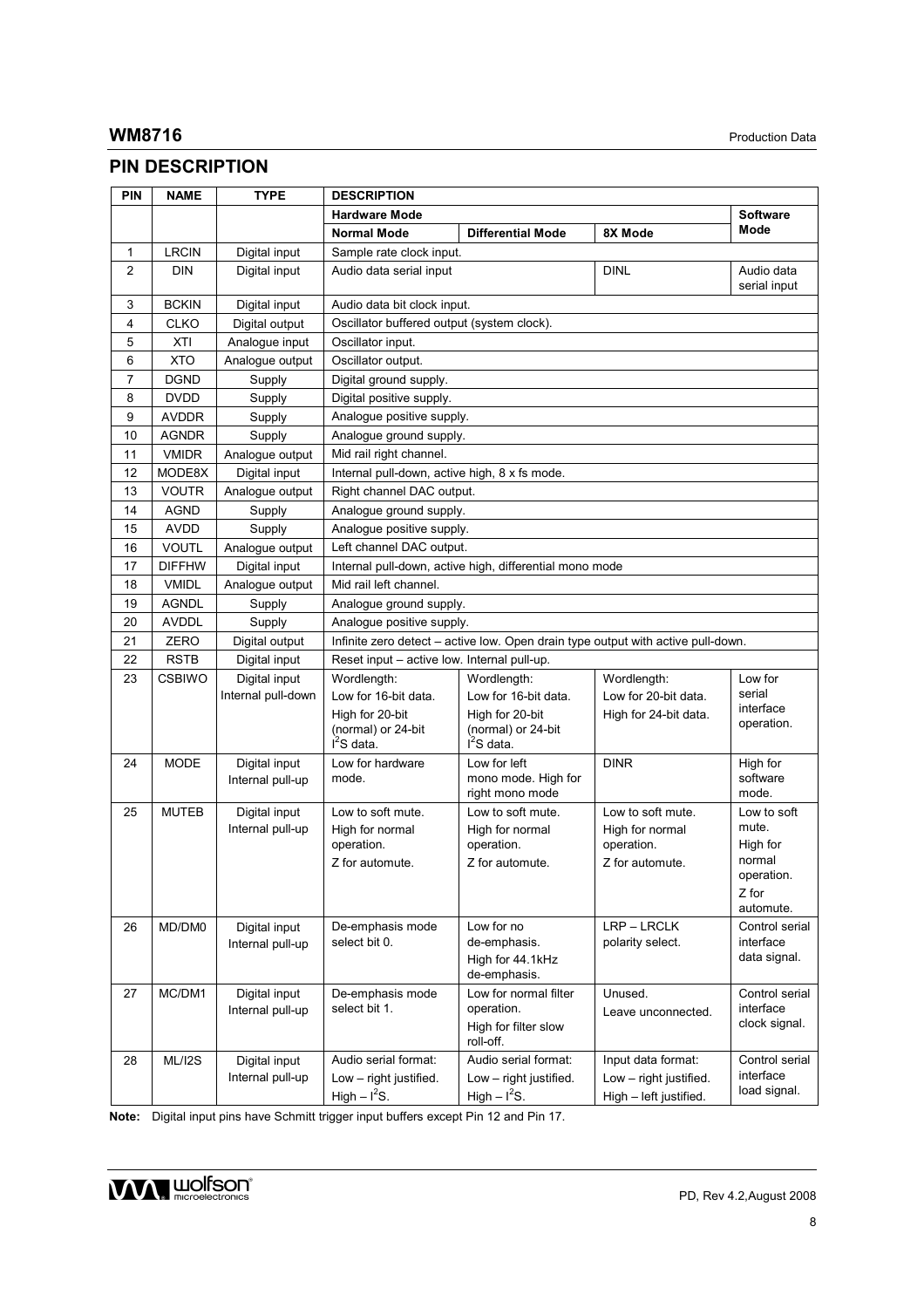## PIN DESCRIPTION

| PIN | NAME | TYPE | DESCRIPTION | | | |
|---|---|---|---|---|---|---|
| | | | **Hardware Mode** | | | **Software Mode** |
| | | | **Normal Mode** | **Differential Mode** | **8X Mode** | |
| 1 | LRCIN | Digital input | Sample rate clock input. | | | |
| 2 | DIN | Digital input | Audio data serial input | | DINL | Audio data serial input |
| 3 | BCKIN | Digital input | Audio data bit clock input. | | | |
| 4 | CLKO | Digital output | Oscillator buffered output (system clock). | | | |
| 5 | XTI | Analogue input | Oscillator input. | | | |
| 6 | XTO | Analogue output | Oscillator output. | | | |
| 7 | DGND | Supply | Digital ground supply. | | | |
| 8 | DVDD | Supply | Digital positive supply. | | | |
| 9 | AVDDR | Supply | Analogue positive supply. | | | |
| 10 | AGNDR | Supply | Analogue ground supply. | | | |
| 11 | VMIDR | Analogue output | Mid rail right channel. | | | |
| 12 | MODE8X | Digital input | Internal pull-down, active high, 8 x fs mode. | | | |
| 13 | VOUTR | Analogue output | Right channel DAC output. | | | |
| 14 | AGND | Supply | Analogue ground supply. | | | |
| 15 | AVDD | Supply | Analogue positive supply. | | | |
| 16 | VOUTL | Analogue output | Left channel DAC output. | | | |
| 17 | DIFFHW | Digital input | Internal pull-down, active high, differential mono mode | | | |
| 18 | VMIDL | Analogue output | Mid rail left channel. | | | |
| 19 | AGNDL | Supply | Analogue ground supply. | | | |
| 20 | AVDDL | Supply | Analogue positive supply. | | | |
| 21 | ZERO | Digital output | Infinite zero detect – active low. Open drain type output with active pull-down. | | | |
| 22 | RSTB | Digital input | Reset input – active low. Internal pull-up. | | | |
| 23 | CSBIWO | Digital input Internal pull-down | Wordlength: Low for 16-bit data. High for 20-bit (normal) or 24-bit $I^2S$ data. | Wordlength: Low for 16-bit data. High for 20-bit (normal) or 24-bit $I^2S$ data. | Wordlength: Low for 20-bit data. High for 24-bit data. | Low for serial interface operation. |
| 24 | MODE | Digital input Internal pull-up | Low for hardware mode. | Low for left mono mode. High for right mono mode | DINR | High for software mode. |
| 25 | MUTEB | Digital input Internal pull-up | Low to soft mute. High for normal operation. Z for automute. | Low to soft mute. High for normal operation. Z for automute. | Low to soft mute. High for normal operation. Z for automute. | Low to soft mute. High for normal operation. Z for automute. |
| 26 | MD/DM0 | Digital input Internal pull-up | De-emphasis mode select bit 0. | Low for no de-emphasis. High for 44.1kHz de-emphasis. | LRP – LRCLK polarity select. | Control serial interface data signal. |
| 27 | MC/DM1 | Digital input Internal pull-up | De-emphasis mode select bit 1. | Low for normal filter operation. High for filter slow roll-off. | Unused. Leave unconnected. | Control serial interface clock signal. |
| 28 | ML/I2S | Digital input Internal pull-up | Audio serial format: Low – right justified. High – $I^2S$. | Audio serial format: Low – right justified. High – $I^2S$. | Input data format: Low – right justified. High – left justified. | Control serial interface load signal. |

**Note:** Digital input pins have Schmitt trigger input buffers except Pin 12 and Pin 17.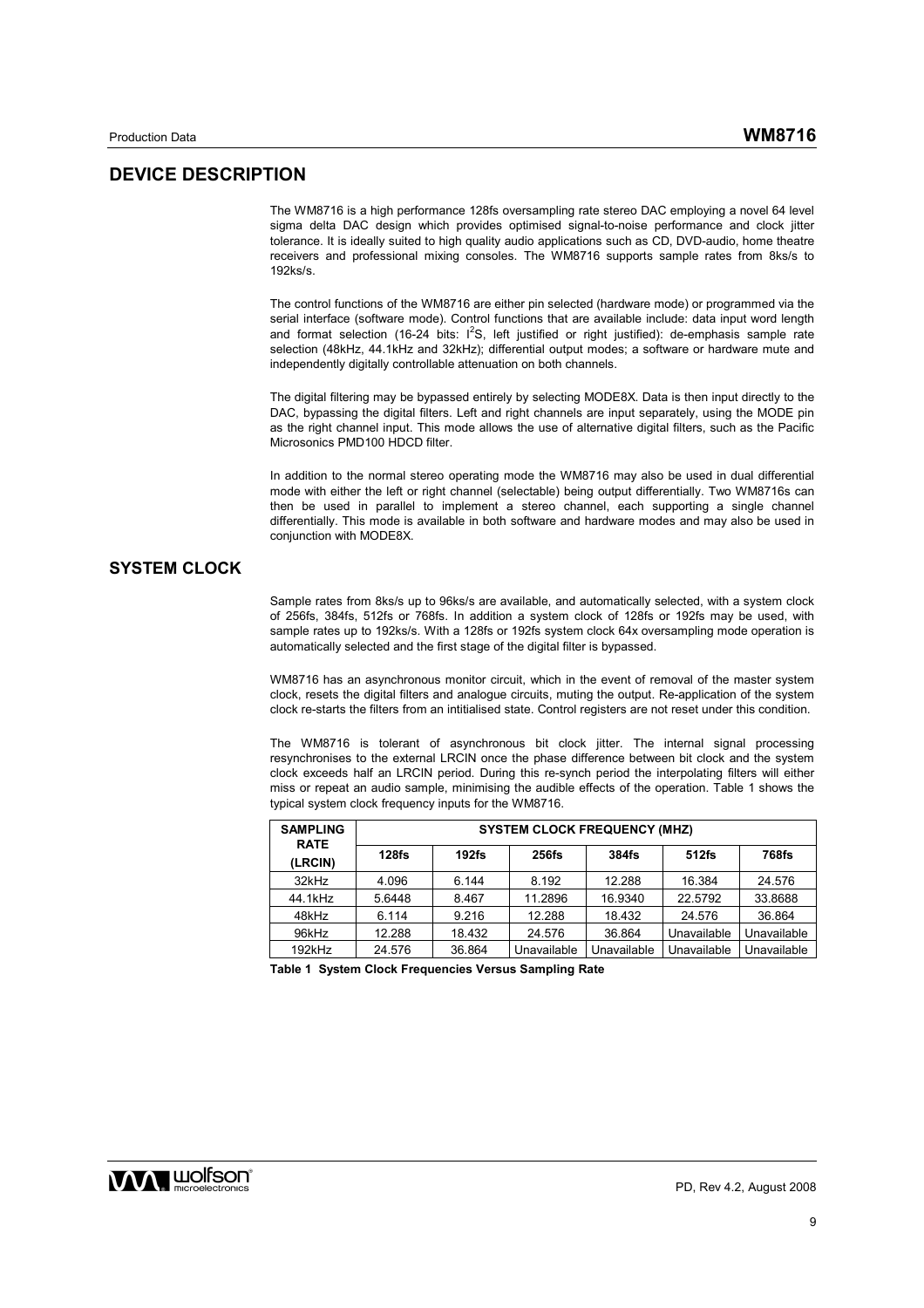## DEVICE DESCRIPTION

The WM8716 is a high performance 128fs oversampling rate stereo DAC employing a novel 64 level sigma delta DAC design which provides optimised signal-to-noise performance and clock jitter tolerance. It is ideally suited to high quality audio applications such as CD, DVD-audio, home theatre receivers and professional mixing consoles. The WM8716 supports sample rates from 8ks/s to 192ks/s.

The control functions of the WM8716 are either pin selected (hardware mode) or programmed via the serial interface (software mode). Control functions that are available include: data input word length and format selection (16-24 bits: I²S, left justified or right justified): de-emphasis sample rate selection (48kHz, 44.1kHz and 32kHz); differential output modes; a software or hardware mute and independently digitally controllable attenuation on both channels.

The digital filtering may be bypassed entirely by selecting MODE8X. Data is then input directly to the DAC, bypassing the digital filters. Left and right channels are input separately, using the MODE pin as the right channel input. This mode allows the use of alternative digital filters, such as the Pacific Microsonics PMD100 HDCD filter.

In addition to the normal stereo operating mode the WM8716 may also be used in dual differential mode with either the left or right channel (selectable) being output differentially. Two WM8716s can then be used in parallel to implement a stereo channel, each supporting a single channel differentially. This mode is available in both software and hardware modes and may also be used in conjunction with MODE8X.

## SYSTEM CLOCK

Sample rates from 8ks/s up to 96ks/s are available, and automatically selected, with a system clock of 256fs, 384fs, 512fs or 768fs. In addition a system clock of 128fs or 192fs may be used, with sample rates up to 192ks/s. With a 128fs or 192fs system clock 64x oversampling mode operation is automatically selected and the first stage of the digital filter is bypassed.

WM8716 has an asynchronous monitor circuit, which in the event of removal of the master system clock, resets the digital filters and analogue circuits, muting the output. Re-application of the system clock re-starts the filters from an intitialised state. Control registers are not reset under this condition.

The WM8716 is tolerant of asynchronous bit clock jitter. The internal signal processing resynchronises to the external LRCIN once the phase difference between bit clock and the system clock exceeds half an LRCIN period. During this re-synch period the interpolating filters will either miss or repeat an audio sample, minimising the audible effects of the operation. Table 1 shows the typical system clock frequency inputs for the WM8716.

| SAMPLING RATE (LRCIN) | SYSTEM CLOCK FREQUENCY (MHZ) | | | | | |
|---|---|---|---|---|---|---|
| | 128fs | 192fs | 256fs | 384fs | 512fs | 768fs |
| 32kHz | 4.096 | 6.144 | 8.192 | 12.288 | 16.384 | 24.576 |
| 44.1kHz | 5.6448 | 8.467 | 11.2896 | 16.9340 | 22.5792 | 33.8688 |
| 48kHz | 6.114 | 9.216 | 12.288 | 18.432 | 24.576 | 36.864 |
| 96kHz | 12.288 | 18.432 | 24.576 | 36.864 | Unavailable | Unavailable |
| 192kHz | 24.576 | 36.864 | Unavailable | Unavailable | Unavailable | Unavailable |

**Table 1 System Clock Frequencies Versus Sampling Rate**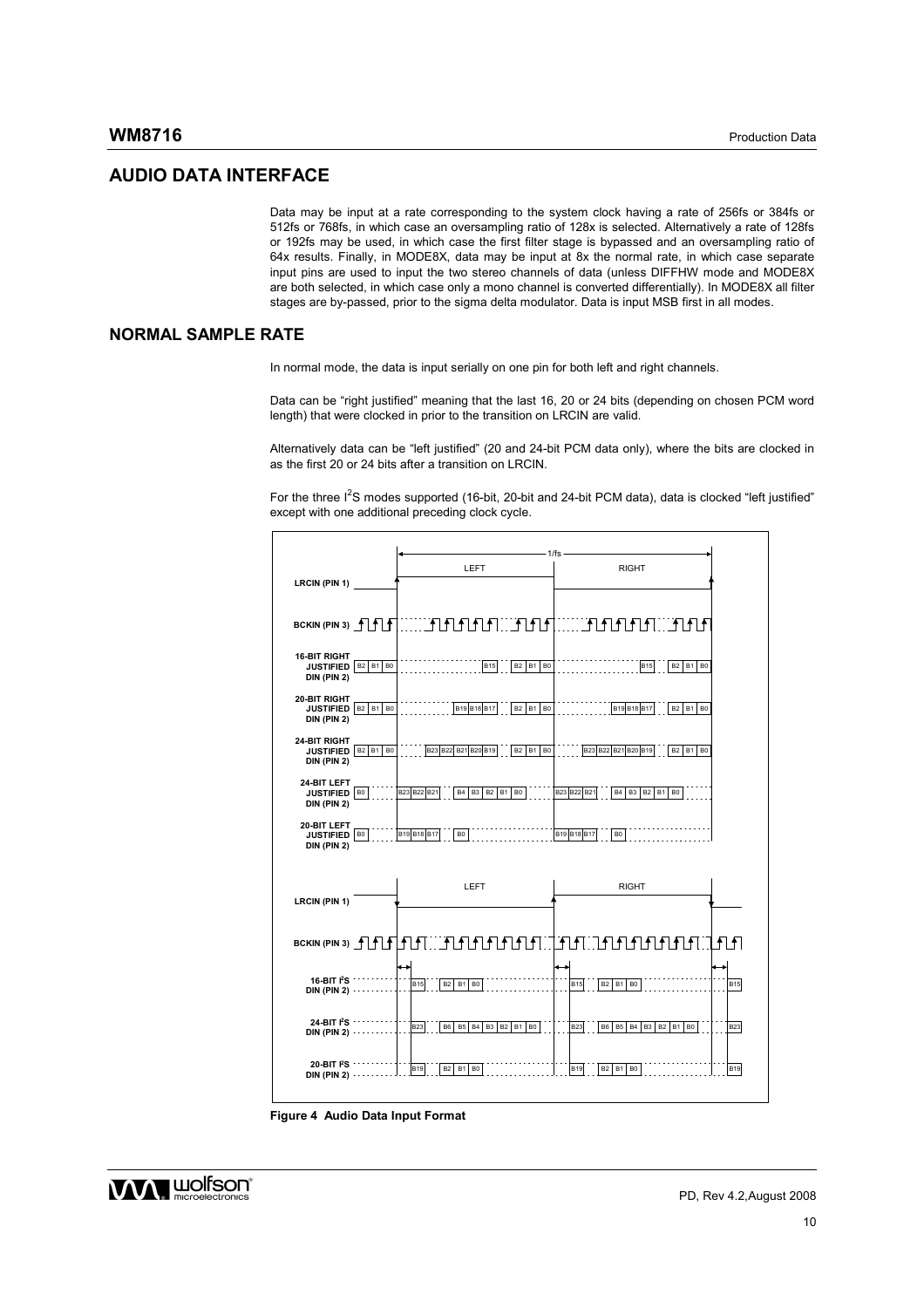## AUDIO DATA INTERFACE

Data may be input at a rate corresponding to the system clock having a rate of 256fs or 384fs or 512fs or 768fs, in which case an oversampling ratio of 128x is selected. Alternatively a rate of 128fs or 192fs may be used, in which case the first filter stage is bypassed and an oversampling ratio of 64x results. Finally, in MODE8X, data may be input at 8x the normal rate, in which case separate input pins are used to input the two stereo channels of data (unless DIFFHW mode and MODE8X are both selected, in which case only a mono channel is converted differentially). In MODE8X all filter stages are by-passed, prior to the sigma delta modulator. Data is input MSB first in all modes.

## NORMAL SAMPLE RATE

In normal mode, the data is input serially on one pin for both left and right channels.

Data can be "right justified" meaning that the last 16, 20 or 24 bits (depending on chosen PCM word length) that were clocked in prior to the transition on LRCIN are valid.

Alternatively data can be "left justified" (20 and 24-bit PCM data only), where the bits are clocked in as the first 20 or 24 bits after a transition on LRCIN.

For the three I$^2$S modes supported (16-bit, 20-bit and 24-bit PCM data), data is clocked "left justified" except with one additional preceding clock cycle.

**Figure 4 Audio Data Input Format**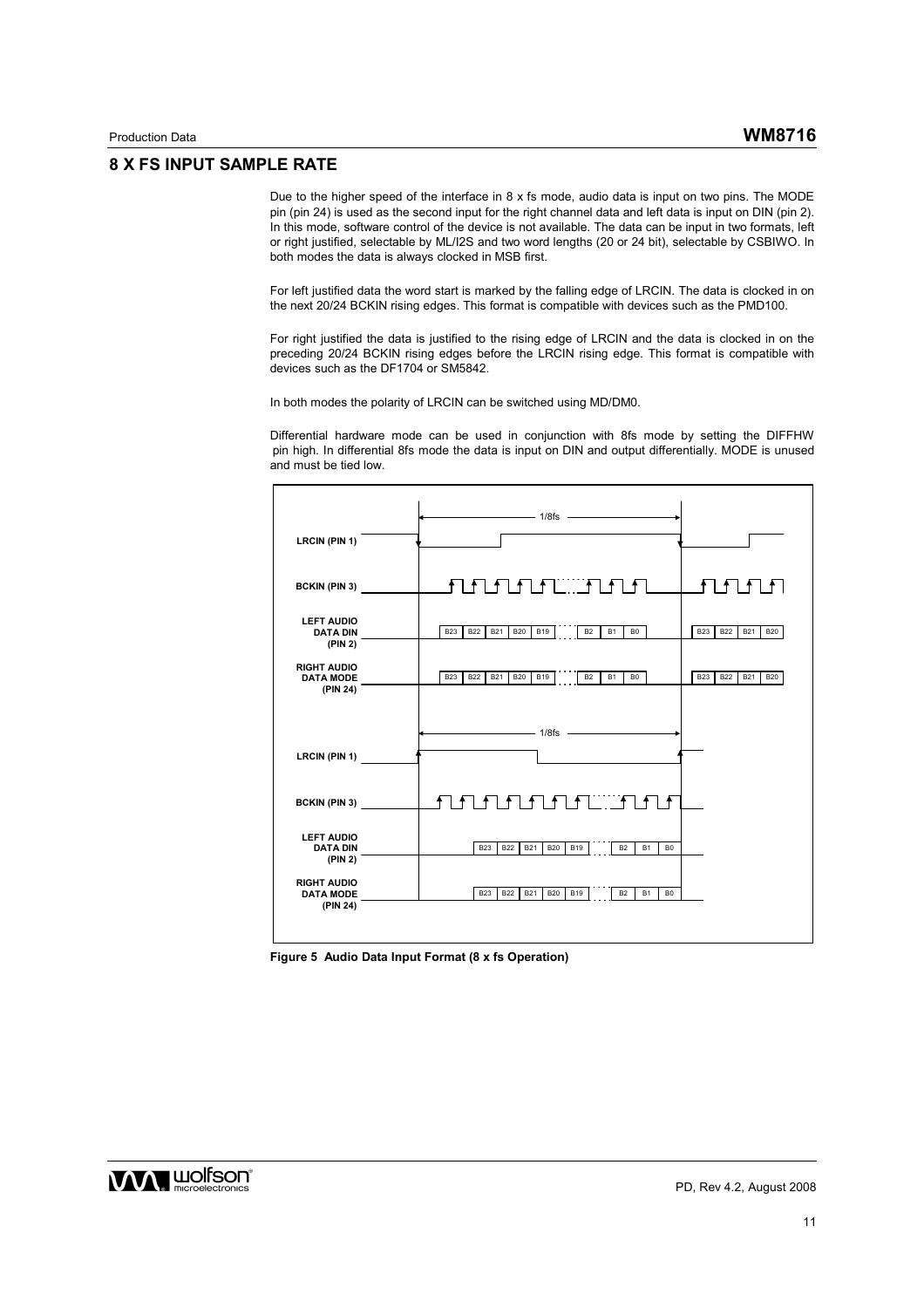## 8 X FS INPUT SAMPLE RATE

Due to the higher speed of the interface in 8 x fs mode, audio data is input on two pins. The MODE pin (pin 24) is used as the second input for the right channel data and left data is input on DIN (pin 2). In this mode, software control of the device is not available. The data can be input in two formats, left or right justified, selectable by ML/I2S and two word lengths (20 or 24 bit), selectable by CSBIWO. In both modes the data is always clocked in MSB first.

For left justified data the word start is marked by the falling edge of LRCIN. The data is clocked in on the next 20/24 BCKIN rising edges. This format is compatible with devices such as the PMD100.

For right justified the data is justified to the rising edge of LRCIN and the data is clocked in on the preceding 20/24 BCKIN rising edges before the LRCIN rising edge. This format is compatible with devices such as the DF1704 or SM5842.

In both modes the polarity of LRCIN can be switched using MD/DM0.

Differential hardware mode can be used in conjunction with 8fs mode by setting the DIFFHW pin high. In differential 8fs mode the data is input on DIN and output differentially. MODE is unused and must be tied low.

**Figure 5 Audio Data Input Format (8 x fs Operation)**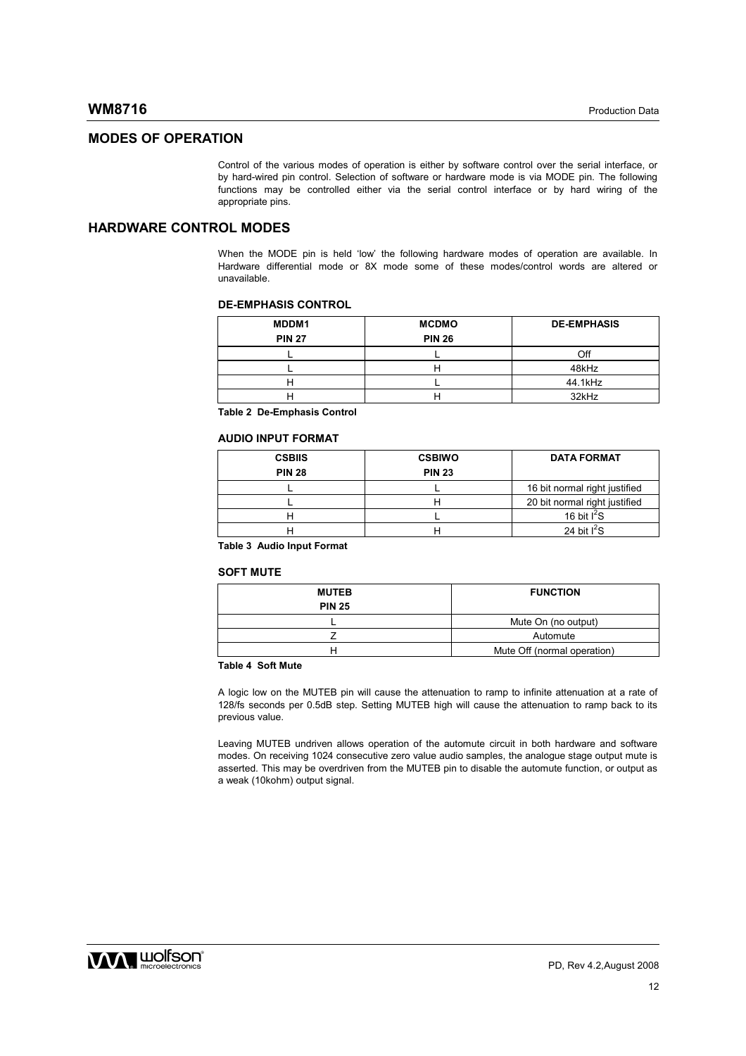## MODES OF OPERATION

Control of the various modes of operation is either by software control over the serial interface, or by hard-wired pin control. Selection of software or hardware mode is via MODE pin. The following functions may be controlled either via the serial control interface or by hard wiring of the appropriate pins.

## HARDWARE CONTROL MODES

When the MODE pin is held 'low' the following hardware modes of operation are available. In Hardware differential mode or 8X mode some of these modes/control words are altered or unavailable.

### DE-EMPHASIS CONTROL

| MDDM1<br>PIN 27 | MCDMO<br>PIN 26 | DE-EMPHASIS |
|---|---|---|
| L | L | Off |
| L | H | 48kHz |
| H | L | 44.1kHz |
| H | H | 32kHz |

**Table 2 De-Emphasis Control**

### AUDIO INPUT FORMAT

| CSBIIS<br>PIN 28 | CSBIWO<br>PIN 23 | DATA FORMAT |
|---|---|---|
| L | L | 16 bit normal right justified |
| L | H | 20 bit normal right justified |
| H | L | 16 bit $I^2S$ |
| H | H | 24 bit $I^2S$ |

**Table 3 Audio Input Format**

### SOFT MUTE

| MUTEB<br>PIN 25 | FUNCTION |
|---|---|
| L | Mute On (no output) |
| Z | Automute |
| H | Mute Off (normal operation) |

**Table 4 Soft Mute**

A logic low on the MUTEB pin will cause the attenuation to ramp to infinite attenuation at a rate of 128/fs seconds per 0.5dB step. Setting MUTEB high will cause the attenuation to ramp back to its previous value.

Leaving MUTEB undriven allows operation of the automute circuit in both hardware and software modes. On receiving 1024 consecutive zero value audio samples, the analogue stage output mute is asserted. This may be overdriven from the MUTEB pin to disable the automute function, or output as a weak (10kohm) output signal.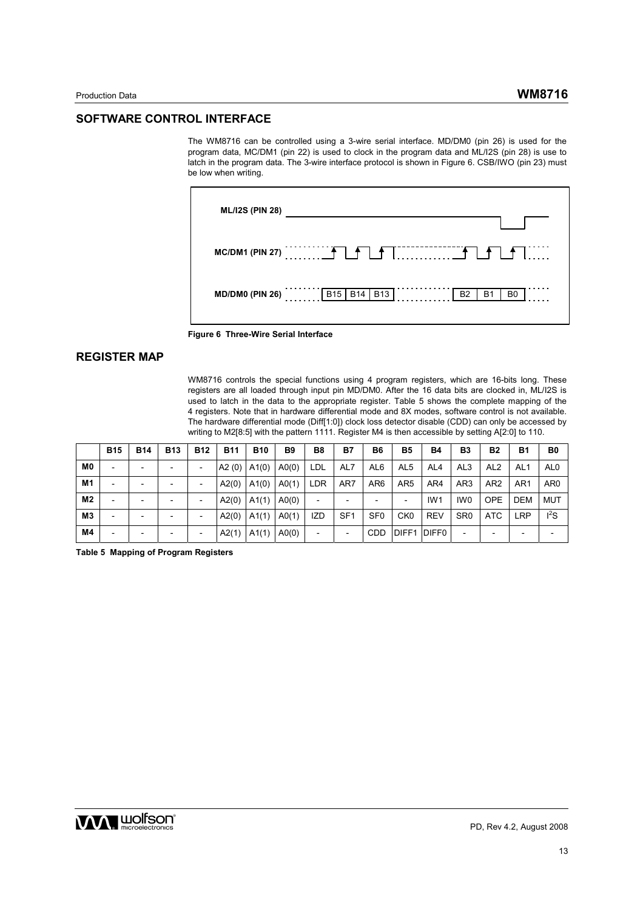## SOFTWARE CONTROL INTERFACE

The WM8716 can be controlled using a 3-wire serial interface. MD/DM0 (pin 26) is used for the program data, MC/DM1 (pin 22) is used to clock in the program data and ML/I2S (pin 28) is use to latch in the program data. The 3-wire interface protocol is shown in Figure 6. CSB/IWO (pin 23) must be low when writing.

ML/I2S (PIN 28)

MC/DM1 (PIN 27)

MD/DM0 (PIN 26) B15 B14 B13 B2 B1 B0

**Figure 6 Three-Wire Serial Interface**

## REGISTER MAP

WM8716 controls the special functions using 4 program registers, which are 16-bits long. These registers are all loaded through input pin MD/DM0. After the 16 data bits are clocked in, ML/I2S is used to latch in the data to the appropriate register. Table 5 shows the complete mapping of the 4 registers. Note that in hardware differential mode and 8X modes, software control is not available. The hardware differential mode (Diff[1:0]) clock loss detector disable (CDD) can only be accessed by writing to M2[8:5] with the pattern 1111. Register M4 is then accessible by setting A[2:0] to 110.

| | B15 | B14 | B13 | B12 | B11 | B10 | B9 | B8 | B7 | B6 | B5 | B4 | B3 | B2 | B1 | B0 |
|---|---|---|---|---|---|---|---|---|---|---|---|---|---|---|---|---|
| **M0** | - | - | - | - | A2 (0) | A1(0) | A0(0) | LDL | AL7 | AL6 | AL5 | AL4 | AL3 | AL2 | AL1 | AL0 |
| **M1** | - | - | - | - | A2(0) | A1(0) | A0(1) | LDR | AR7 | AR6 | AR5 | AR4 | AR3 | AR2 | AR1 | AR0 |
| **M2** | - | - | - | - | A2(0) | A1(1) | A0(0) | - | - | - | - | IW1 | IW0 | OPE | DEM | MUT |
| **M3** | - | - | - | - | A2(0) | A1(1) | A0(1) | IZD | SF1 | SF0 | CK0 | REV | SR0 | ATC | LRP | $I^2S$ |
| **M4** | - | - | - | - | A2(1) | A1(1) | A0(0) | - | - | CDD | DIFF1 | DIFF0 | - | - | - | - |

**Table 5 Mapping of Program Registers**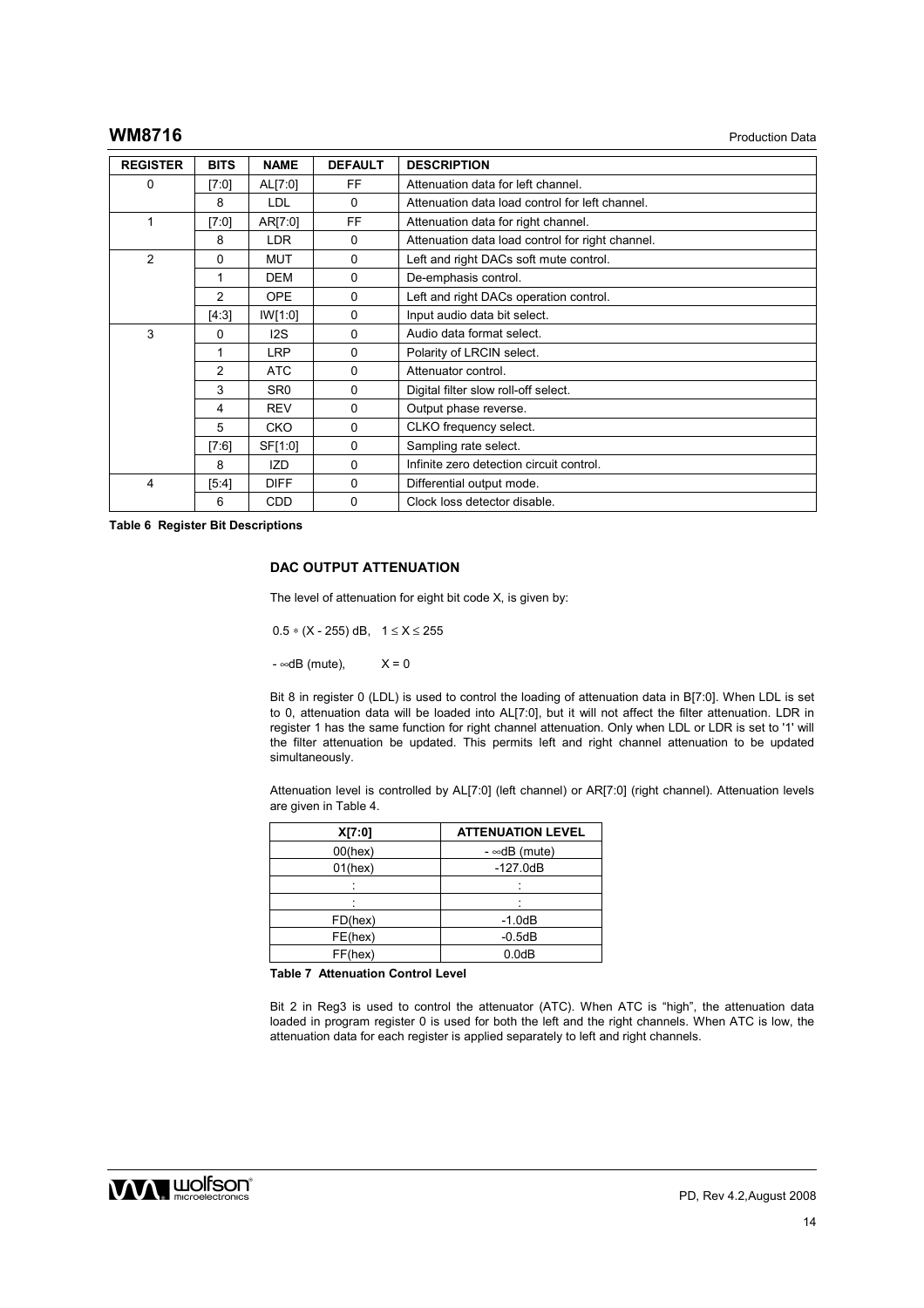| REGISTER | BITS | NAME | DEFAULT | DESCRIPTION |
|---|---|---|---|---|
| 0 | [7:0] | AL[7:0] | FF | Attenuation data for left channel. |
| | 8 | LDL | 0 | Attenuation data load control for left channel. |
| 1 | [7:0] | AR[7:0] | FF | Attenuation data for right channel. |
| | 8 | LDR | 0 | Attenuation data load control for right channel. |
| 2 | 0 | MUT | 0 | Left and right DACs soft mute control. |
| | 1 | DEM | 0 | De-emphasis control. |
| | 2 | OPE | 0 | Left and right DACs operation control. |
| | [4:3] | IW[1:0] | 0 | Input audio data bit select. |
| 3 | 0 | I2S | 0 | Audio data format select. |
| | 1 | LRP | 0 | Polarity of LRCIN select. |
| | 2 | ATC | 0 | Attenuator control. |
| | 3 | SR0 | 0 | Digital filter slow roll-off select. |
| | 4 | REV | 0 | Output phase reverse. |
| | 5 | CKO | 0 | CLKO frequency select. |
| | [7:6] | SF[1:0] | 0 | Sampling rate select. |
| | 8 | IZD | 0 | Infinite zero detection circuit control. |
| 4 | [5:4] | DIFF | 0 | Differential output mode. |
| | 6 | CDD | 0 | Clock loss detector disable. |

**Table 6 Register Bit Descriptions**

### DAC OUTPUT ATTENUATION

The level of attenuation for eight bit code X, is given by:

$0.5 * (X - 255)$ dB, $1 \leq X \leq 255$

$-\infty$dB (mute), $X = 0$

Bit 8 in register 0 (LDL) is used to control the loading of attenuation data in B[7:0]. When LDL is set to 0, attenuation data will be loaded into AL[7:0], but it will not affect the filter attenuation. LDR in register 1 has the same function for right channel attenuation. Only when LDL or LDR is set to '1' will the filter attenuation be updated. This permits left and right channel attenuation to be updated simultaneously.

Attenuation level is controlled by AL[7:0] (left channel) or AR[7:0] (right channel). Attenuation levels are given in Table 4.

| X[7:0] | ATTENUATION LEVEL |
|---|---|
| 00(hex) | $-\infty$dB (mute) |
| 01(hex) | -127.0dB |
| : | : |
| : | : |
| FD(hex) | -1.0dB |
| FE(hex) | -0.5dB |
| FF(hex) | 0.0dB |

**Table 7 Attenuation Control Level**

Bit 2 in Reg3 is used to control the attenuator (ATC). When ATC is "high", the attenuation data loaded in program register 0 is used for both the left and the right channels. When ATC is low, the attenuation data for each register is applied separately to left and right channels.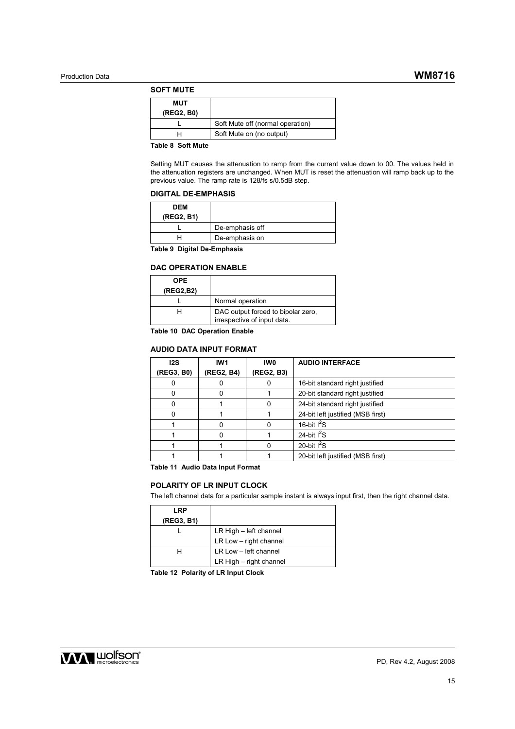## SOFT MUTE

| MUT (REG2, B0) | |
|---|---|
| L | Soft Mute off (normal operation) |
| H | Soft Mute on (no output) |

**Table 8 Soft Mute**

Setting MUT causes the attenuation to ramp from the current value down to 00. The values held in the attenuation registers are unchanged. When MUT is reset the attenuation will ramp back up to the previous value. The ramp rate is 128/fs s/0.5dB step.

## DIGITAL DE-EMPHASIS

| DEM (REG2, B1) | |
|---|---|
| L | De-emphasis off |
| H | De-emphasis on |

**Table 9 Digital De-Emphasis**

## DAC OPERATION ENABLE

| OPE (REG2,B2) | |
|---|---|
| L | Normal operation |
| H | DAC output forced to bipolar zero, irrespective of input data. |

**Table 10 DAC Operation Enable**

## AUDIO DATA INPUT FORMAT

| I2S (REG3, B0) | IW1 (REG2, B4) | IW0 (REG2, B3) | AUDIO INTERFACE |
|---|---|---|---|
| 0 | 0 | 0 | 16-bit standard right justified |
| 0 | 0 | 1 | 20-bit standard right justified |
| 0 | 1 | 0 | 24-bit standard right justified |
| 0 | 1 | 1 | 24-bit left justified (MSB first) |
| 1 | 0 | 0 | 16-bit $I^2S$ |
| 1 | 0 | 1 | 24-bit $I^2S$ |
| 1 | 1 | 0 | 20-bit $I^2S$ |
| 1 | 1 | 1 | 20-bit left justified (MSB first) |

**Table 11 Audio Data Input Format**

## POLARITY OF LR INPUT CLOCK

The left channel data for a particular sample instant is always input first, then the right channel data.

| LRP (REG3, B1) | |
|---|---|
| L | LR High – left channel<br>LR Low – right channel |
| H | LR Low – left channel<br>LR High – right channel |

**Table 12 Polarity of LR Input Clock**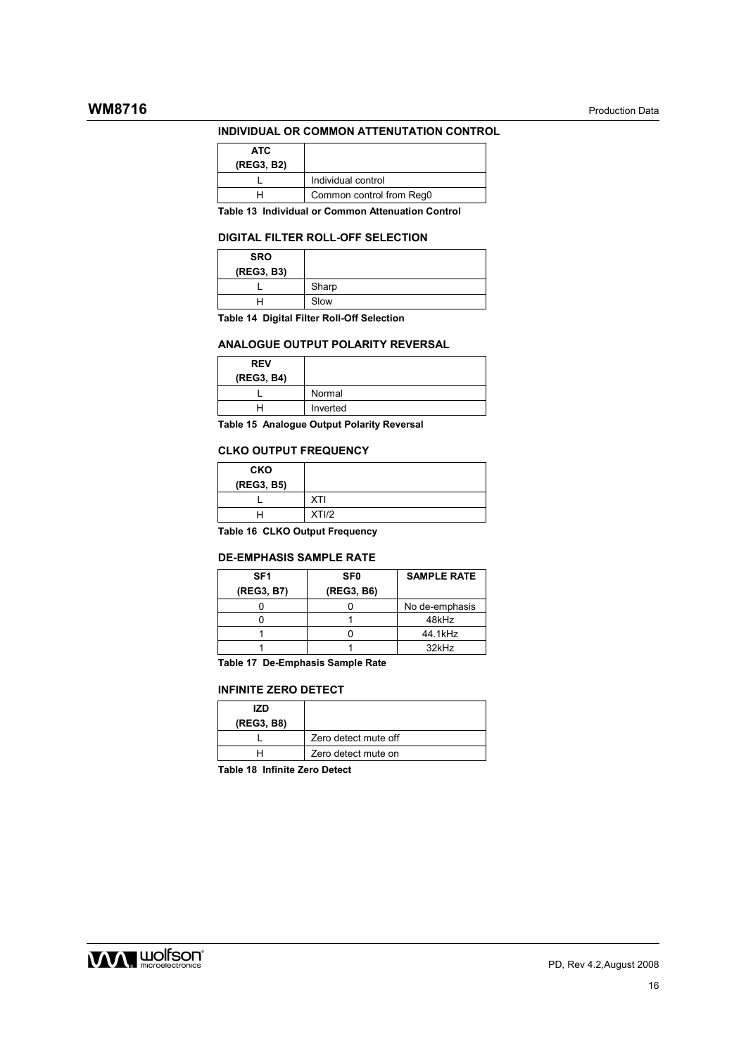### INDIVIDUAL OR COMMON ATTENUATION CONTROL

| ATC (REG3, B2) | |
|---|---|
| L | Individual control |
| H | Common control from Reg0 |

**Table 13 Individual or Common Attenuation Control**

### DIGITAL FILTER ROLL-OFF SELECTION

| SRO (REG3, B3) | |
|---|---|
| L | Sharp |
| H | Slow |

**Table 14 Digital Filter Roll-Off Selection**

### ANALOGUE OUTPUT POLARITY REVERSAL

| REV (REG3, B4) | |
|---|---|
| L | Normal |
| H | Inverted |

**Table 15 Analogue Output Polarity Reversal**

### CLKO OUTPUT FREQUENCY

| CKO (REG3, B5) | |
|---|---|
| L | XTI |
| H | XTI/2 |

**Table 16 CLKO Output Frequency**

### DE-EMPHASIS SAMPLE RATE

| SF1 (REG3, B7) | SF0 (REG3, B6) | SAMPLE RATE |
|---|---|---|
| 0 | 0 | No de-emphasis |
| 0 | 1 | 48kHz |
| 1 | 0 | 44.1kHz |
| 1 | 1 | 32kHz |

**Table 17 De-Emphasis Sample Rate**

### INFINITE ZERO DETECT

| IZD (REG3, B8) | |
|---|---|
| L | Zero detect mute off |
| H | Zero detect mute on |

**Table 18 Infinite Zero Detect**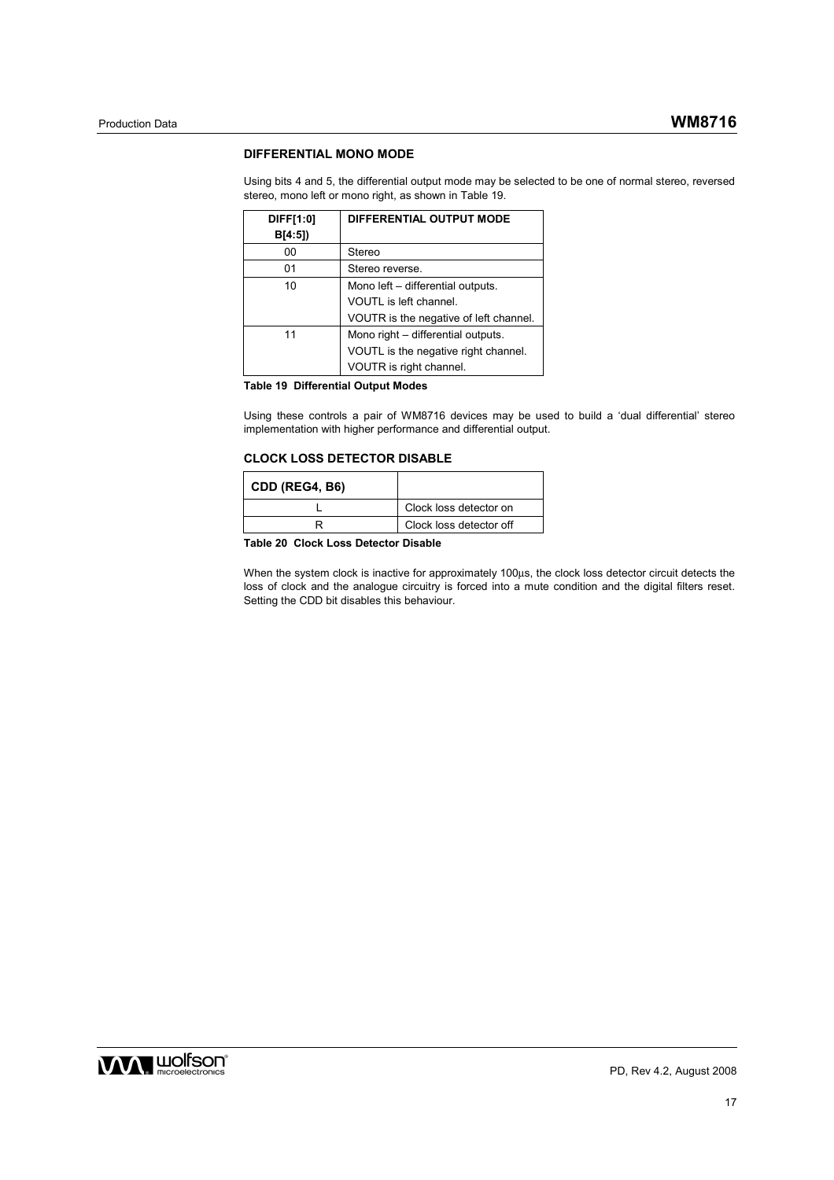## DIFFERENTIAL MONO MODE

Using bits 4 and 5, the differential output mode may be selected to be one of normal stereo, reversed stereo, mono left or mono right, as shown in Table 19.

| DIFF[1:0] B[4:5]) | DIFFERENTIAL OUTPUT MODE |
|---|---|
| 00 | Stereo |
| 01 | Stereo reverse. |
| 10 | Mono left – differential outputs.<br>VOUTL is left channel.<br>VOUTR is the negative of left channel. |
| 11 | Mono right – differential outputs.<br>VOUTL is the negative right channel.<br>VOUTR is right channel. |

**Table 19 Differential Output Modes**

Using these controls a pair of WM8716 devices may be used to build a 'dual differential' stereo implementation with higher performance and differential output.

## CLOCK LOSS DETECTOR DISABLE

| CDD (REG4, B6) | |
|---|---|
| L | Clock loss detector on |
| R | Clock loss detector off |

**Table 20 Clock Loss Detector Disable**

When the system clock is inactive for approximately 100µs, the clock loss detector circuit detects the loss of clock and the analogue circuitry is forced into a mute condition and the digital filters reset. Setting the CDD bit disables this behaviour.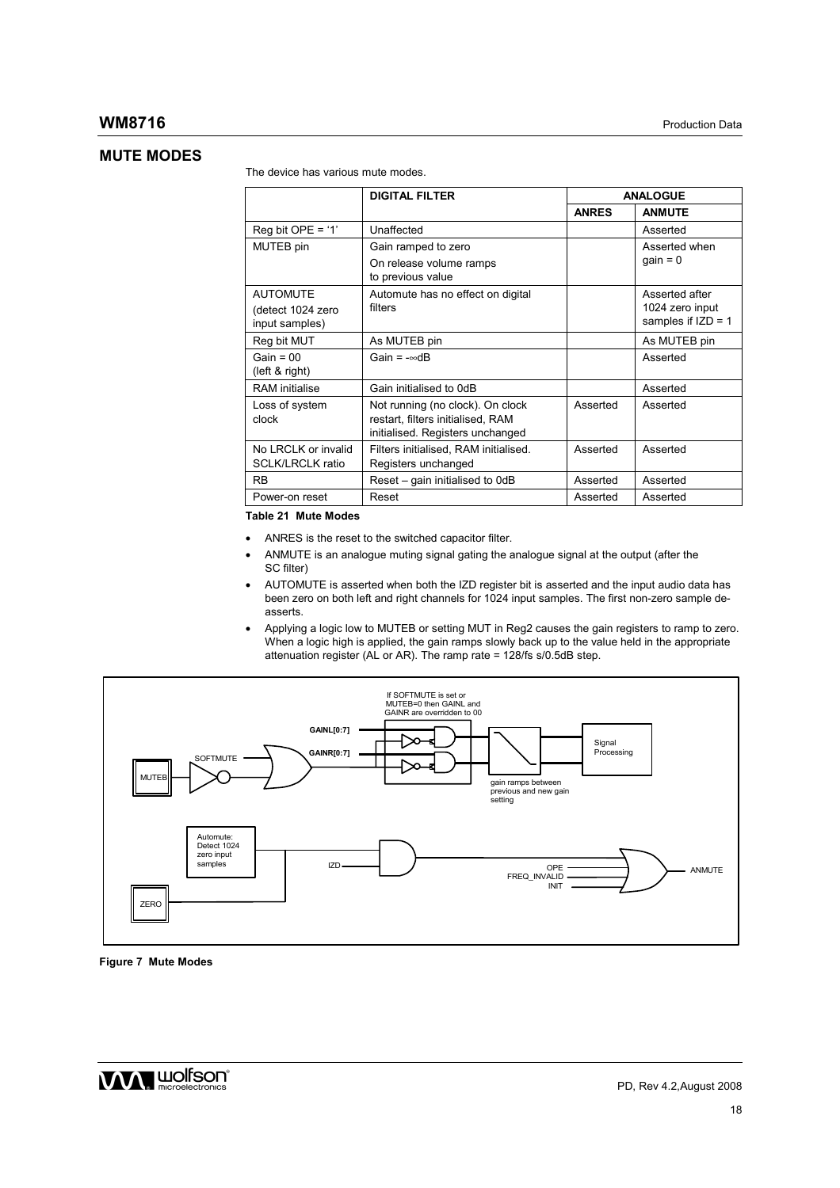## MUTE MODES

The device has various mute modes.

| | DIGITAL FILTER | ANALOGUE | |
|---|---|---|---|
| | | ANRES | ANMUTE |
| Reg bit OPE = '1' | Unaffected | | Asserted |
| MUTEB pin | Gain ramped to zero<br>On release volume ramps to previous value | | Asserted when gain = 0 |
| AUTOMUTE<br>(detect 1024 zero input samples) | Automute has no effect on digital filters | | Asserted after 1024 zero input samples if IZD = 1 |
| Reg bit MUT | As MUTEB pin | | As MUTEB pin |
| Gain = 00<br>(left & right) | Gain = -∞dB | | Asserted |
| RAM initialise | Gain initialised to 0dB | | Asserted |
| Loss of system clock | Not running (no clock). On clock restart, filters initialised, RAM initialised. Registers unchanged | Asserted | Asserted |
| No LRCLK or invalid SCLK/LRCLK ratio | Filters initialised, RAM initialised. Registers unchanged | Asserted | Asserted |
| RB | Reset – gain initialised to 0dB | Asserted | Asserted |
| Power-on reset | Reset | Asserted | Asserted |

**Table 21 Mute Modes**

- ANRES is the reset to the switched capacitor filter.
- ANMUTE is an analogue muting signal gating the analogue signal at the output (after the SC filter)
- AUTOMUTE is asserted when both the IZD register bit is asserted and the input audio data has been zero on both left and right channels for 1024 input samples. The first non-zero sample de-asserts.
- Applying a logic low to MUTEB or setting MUT in Reg2 causes the gain registers to ramp to zero. When a logic high is applied, the gain ramps slowly back up to the value held in the appropriate attenuation register (AL or AR). The ramp rate = 128/fs s/0.5dB step.

**Figure 7 Mute Modes**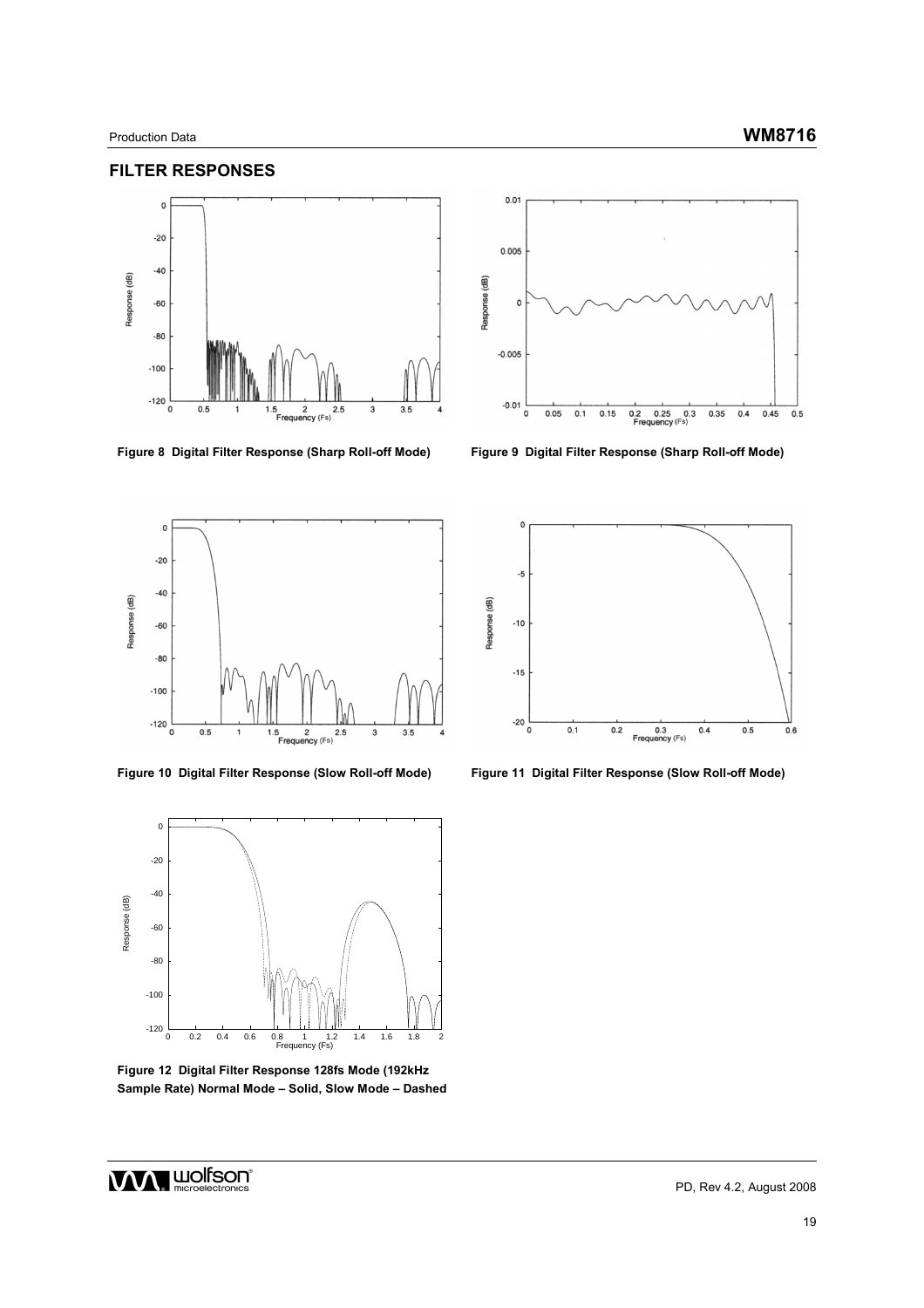## FILTER RESPONSES

Figure 8 Digital Filter Response (Sharp Roll-off Mode)

Figure 9 Digital Filter Response (Sharp Roll-off Mode)

Figure 10 Digital Filter Response (Slow Roll-off Mode)

Figure 11 Digital Filter Response (Slow Roll-off Mode)

Figure 12 Digital Filter Response 128fs Mode (192kHz Sample Rate) Normal Mode – Solid, Slow Mode – Dashed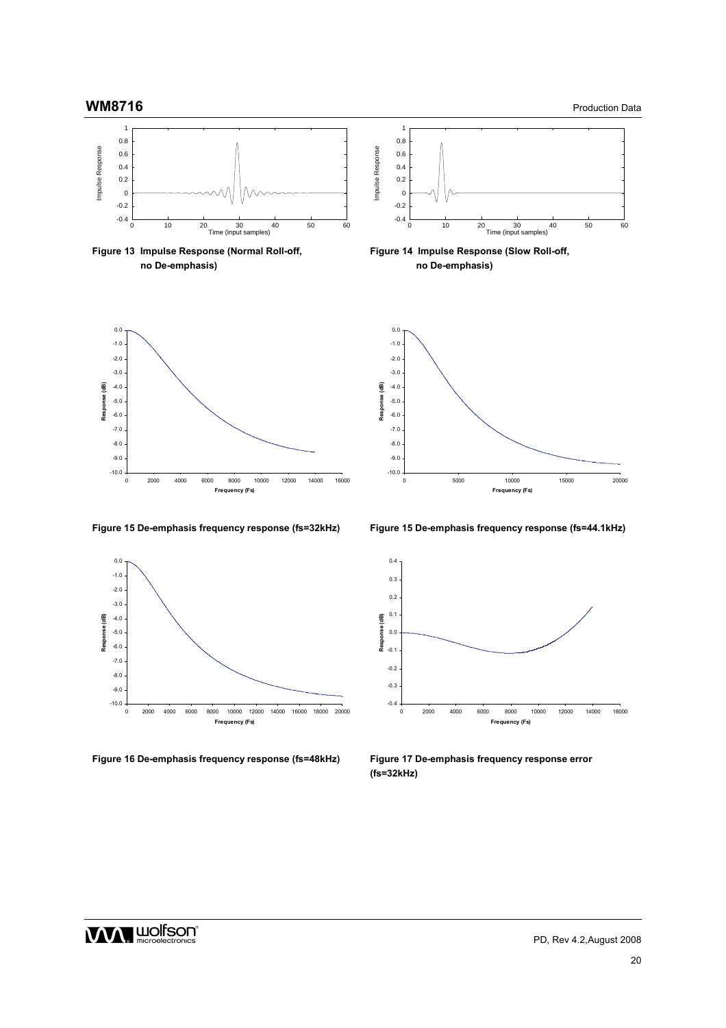Figure 13 Impulse Response (Normal Roll-off, no De-emphasis)

Figure 14 Impulse Response (Slow Roll-off, no De-emphasis)

Figure 15 De-emphasis frequency response (fs=32kHz)

Figure 15 De-emphasis frequency response (fs=44.1kHz)

Figure 16 De-emphasis frequency response (fs=48kHz)

Figure 17 De-emphasis frequency response error (fs=32kHz)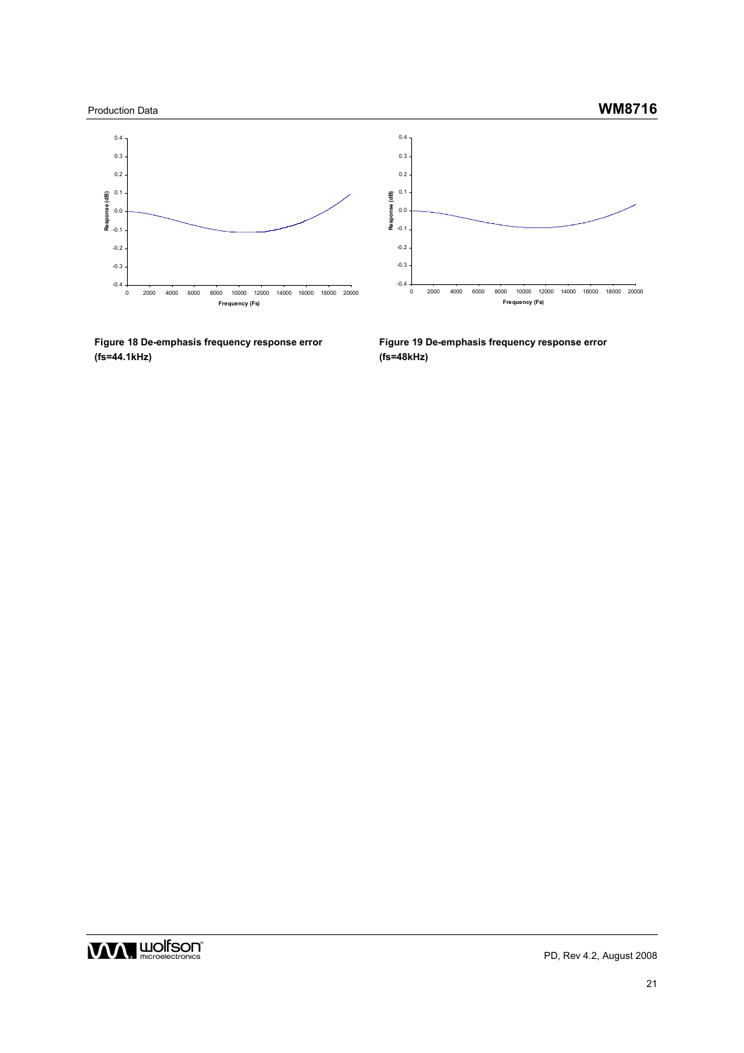Figure 18 De-emphasis frequency response error (fs=44.1kHz)

Figure 19 De-emphasis frequency response error (fs=48kHz)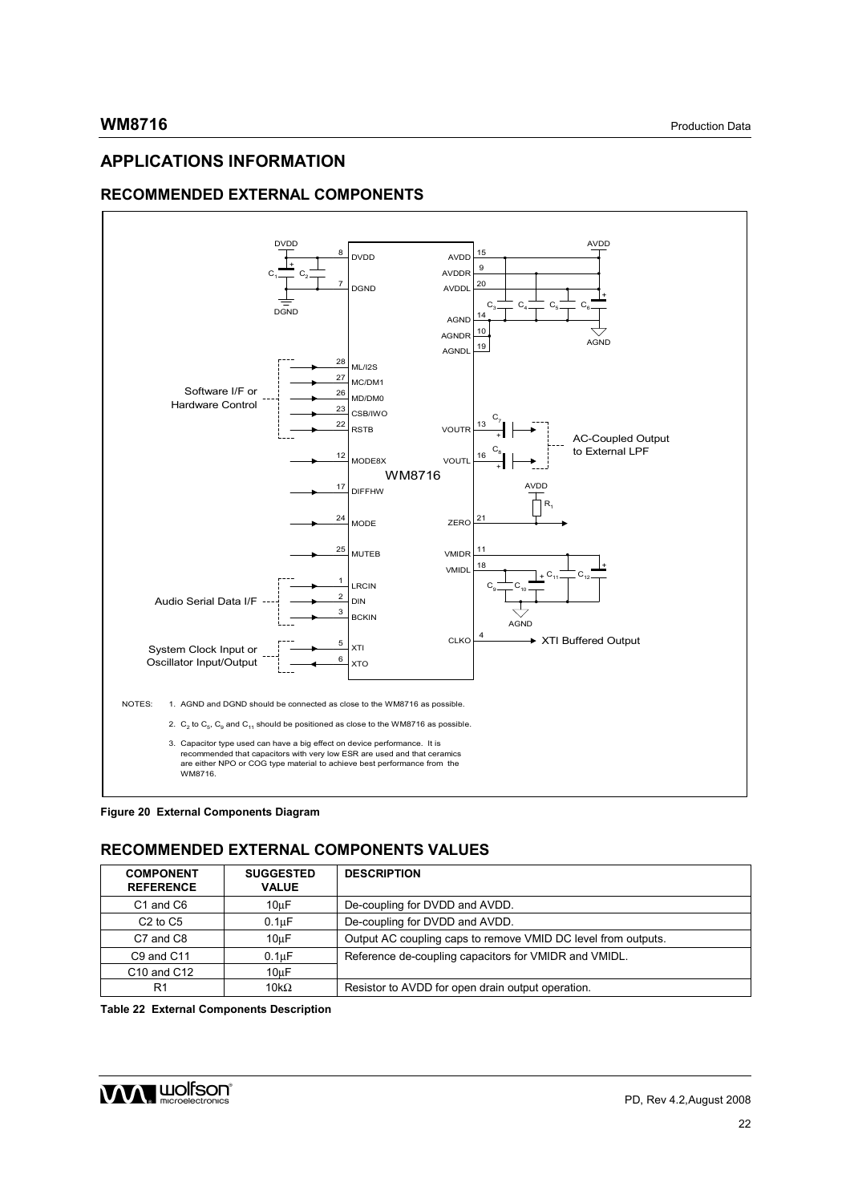## APPLICATIONS INFORMATION

### RECOMMENDED EXTERNAL COMPONENTS

NOTES:
1. AGND and DGND should be connected as close to the WM8716 as possible.
2. $C_2$ to $C_5$, $C_9$ and $C_{11}$ should be positioned as close to the WM8716 as possible.
3. Capacitor type used can have a big effect on device performance. It is recommended that capacitors with very low ESR are used and that ceramics are either NPO or COG type material to achieve best performance from the WM8716.

**Figure 20 External Components Diagram**

### RECOMMENDED EXTERNAL COMPONENTS VALUES

| COMPONENT REFERENCE | SUGGESTED VALUE | DESCRIPTION |
| --- | --- | --- |
| C1 and C6 | 10µF | De-coupling for DVDD and AVDD. |
| C2 to C5 | 0.1µF | De-coupling for DVDD and AVDD. |
| C7 and C8 | 10µF | Output AC coupling caps to remove VMID DC level from outputs. |
| C9 and C11 | 0.1µF | Reference de-coupling capacitors for VMIDR and VMIDL. |
| C10 and C12 | 10µF | |
| R1 | 10kΩ | Resistor to AVDD for open drain output operation. |

**Table 22 External Components Description**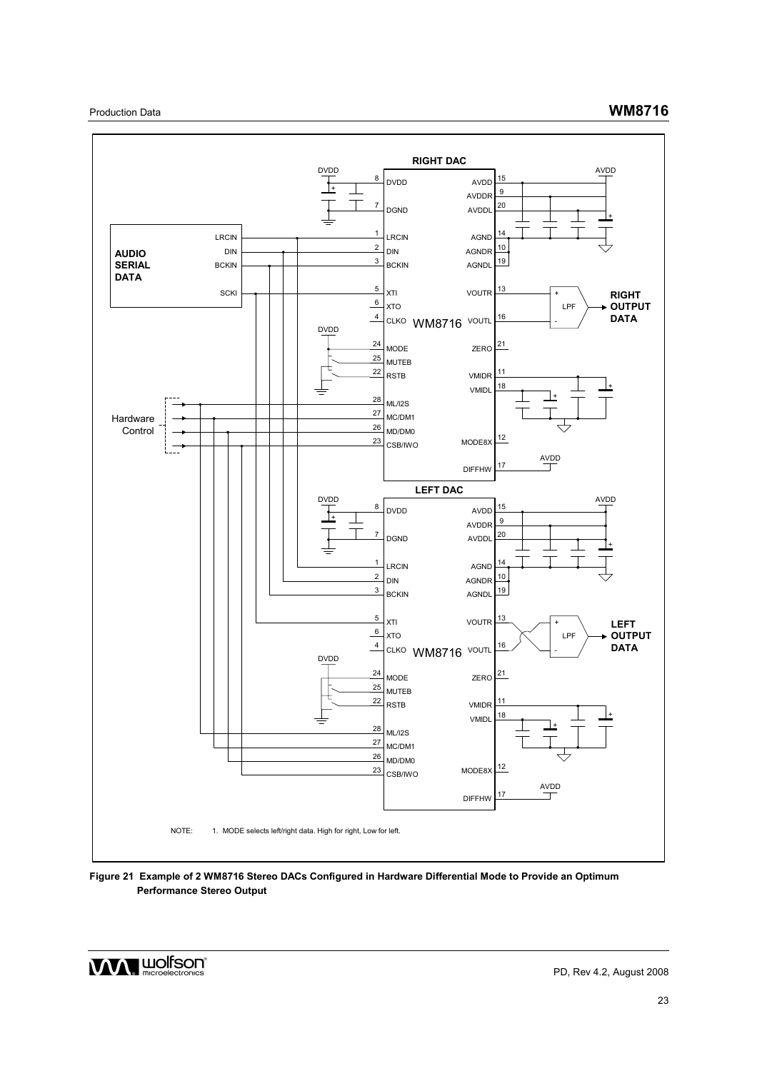NOTE: 1. MODE selects left/right data. High for right, Low for left.

**Figure 21 Example of 2 WM8716 Stereo DACs Configured in Hardware Differential Mode to Provide an Optimum Performance Stereo Output**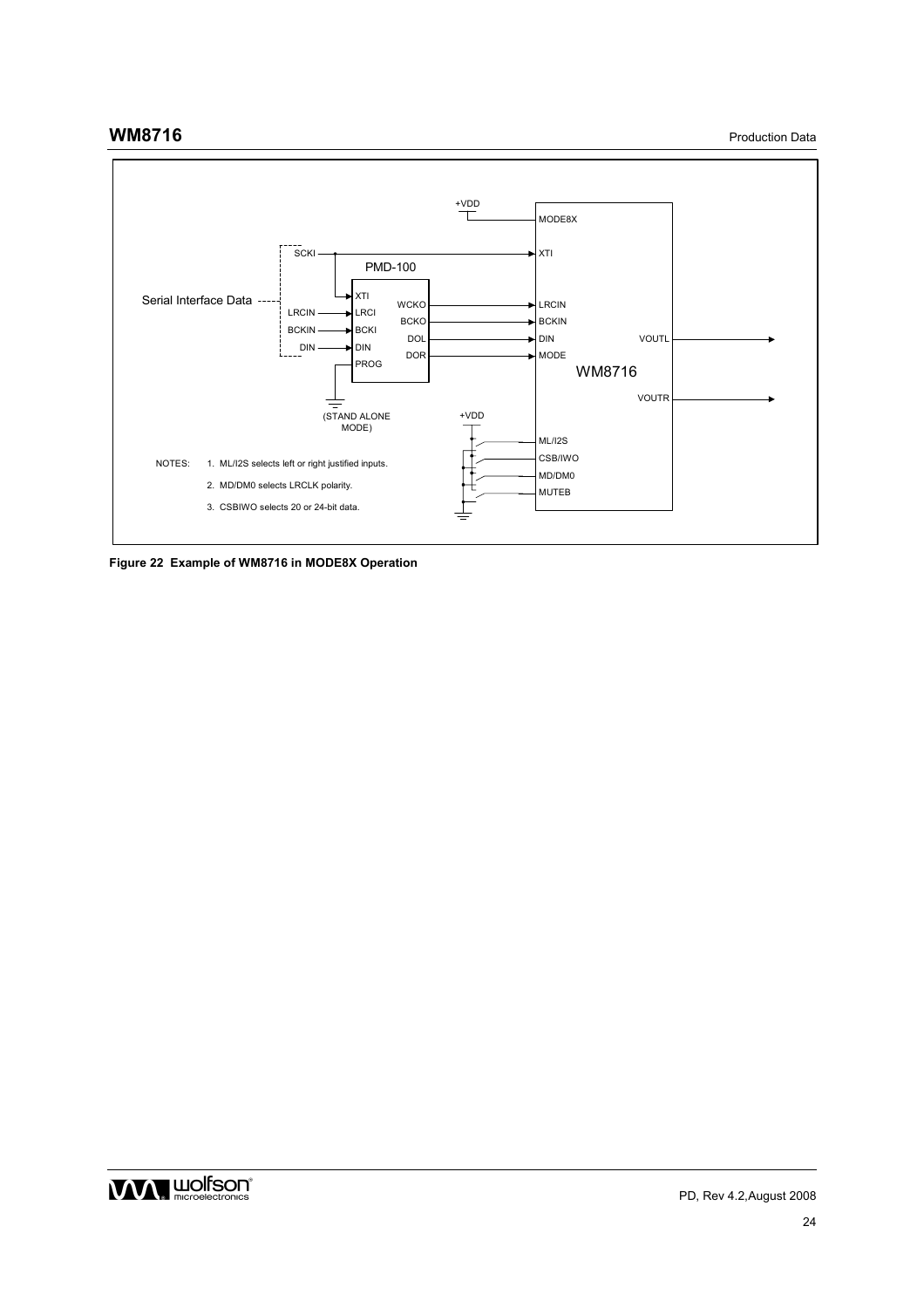Serial Interface Data

SCKI

LRCIN

BCKIN

DIN

PMD-100

XTI

LRCI

BCKI

DIN

PROG

WCKO

BCKO

DOL

DOR

(STAND ALONE MODE)

+VDD

MODE8X

XTI

LRCIN

BCKIN

DIN

MODE

WM8716

VOUTL

VOUTR

+VDD

ML/I2S

CSB/IWO

MD/DM0

MUTEB

NOTES: 1. ML/I2S selects left or right justified inputs.

2. MD/DM0 selects LRCLK polarity.

3. CSBIWO selects 20 or 24-bit data.

**Figure 22 Example of WM8716 in MODE8X Operation**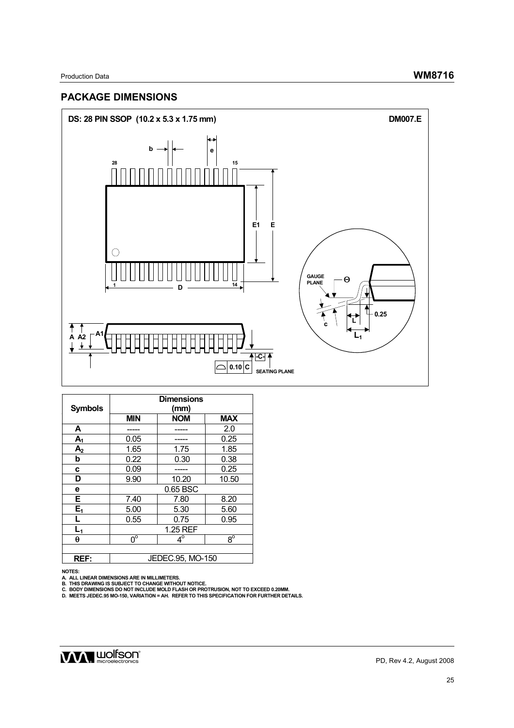## PACKAGE DIMENSIONS

**DS: 28 PIN SSOP (10.2 x 5.3 x 1.75 mm)** **DM007.E**

| Symbols | Dimensions (mm) | | |
|---|---|---|---|
| | **MIN** | **NOM** | **MAX** |
| **A** | ----- | ----- | 2.0 |
| **$A_1$** | 0.05 | ----- | 0.25 |
| **$A_2$** | 1.65 | 1.75 | 1.85 |
| **b** | 0.22 | 0.30 | 0.38 |
| **c** | 0.09 | ----- | 0.25 |
| **D** | 9.90 | 10.20 | 10.50 |
| **e** | 0.65 BSC | | |
| **E** | 7.40 | 7.80 | 8.20 |
| **$E_1$** | 5.00 | 5.30 | 5.60 |
| **L** | 0.55 | 0.75 | 0.95 |
| **$L_1$** | 1.25 REF | | |
| **θ** | $0^{\circ}$ | $4^{\circ}$ | $8^{\circ}$ |
| | | | |
| **REF:** | JEDEC.95, MO-150 | | |

NOTES:
A. ALL LINEAR DIMENSIONS ARE IN MILLIMETERS.
B. THIS DRAWING IS SUBJECT TO CHANGE WITHOUT NOTICE.
C. BODY DIMENSIONS DO NOT INCLUDE MOLD FLASH OR PROTRUSION, NOT TO EXCEED 0.20MM.
D. MEETS JEDEC.95 MO-150, VARIATION = AH. REFER TO THIS SPECIFICATION FOR FURTHER DETAILS.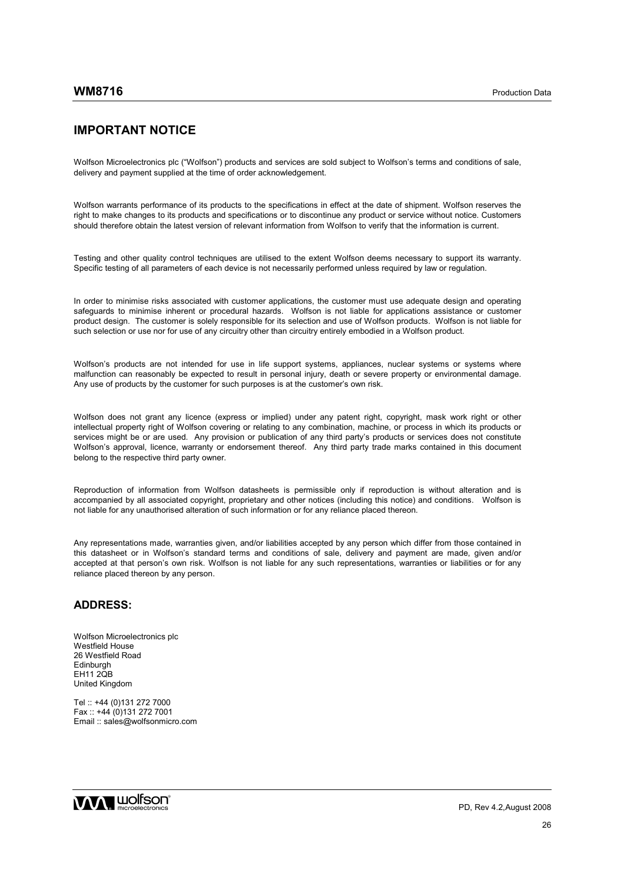## IMPORTANT NOTICE

Wolfson Microelectronics plc ("Wolfson") products and services are sold subject to Wolfson's terms and conditions of sale, delivery and payment supplied at the time of order acknowledgement.

Wolfson warrants performance of its products to the specifications in effect at the date of shipment. Wolfson reserves the right to make changes to its products and specifications or to discontinue any product or service without notice. Customers should therefore obtain the latest version of relevant information from Wolfson to verify that the information is current.

Testing and other quality control techniques are utilised to the extent Wolfson deems necessary to support its warranty. Specific testing of all parameters of each device is not necessarily performed unless required by law or regulation.

In order to minimise risks associated with customer applications, the customer must use adequate design and operating safeguards to minimise inherent or procedural hazards. Wolfson is not liable for applications assistance or customer product design. The customer is solely responsible for its selection and use of Wolfson products. Wolfson is not liable for such selection or use nor for use of any circuitry other than circuitry entirely embodied in a Wolfson product.

Wolfson's products are not intended for use in life support systems, appliances, nuclear systems or systems where malfunction can reasonably be expected to result in personal injury, death or severe property or environmental damage. Any use of products by the customer for such purposes is at the customer's own risk.

Wolfson does not grant any licence (express or implied) under any patent right, copyright, mask work right or other intellectual property right of Wolfson covering or relating to any combination, machine, or process in which its products or services might be or are used. Any provision or publication of any third party's products or services does not constitute Wolfson's approval, licence, warranty or endorsement thereof. Any third party trade marks contained in this document belong to the respective third party owner.

Reproduction of information from Wolfson datasheets is permissible only if reproduction is without alteration and is accompanied by all associated copyright, proprietary and other notices (including this notice) and conditions. Wolfson is not liable for any unauthorised alteration of such information or for any reliance placed thereon.

Any representations made, warranties given, and/or liabilities accepted by any person which differ from those contained in this datasheet or in Wolfson's standard terms and conditions of sale, delivery and payment are made, given and/or accepted at that person's own risk. Wolfson is not liable for any such representations, warranties or liabilities or for any reliance placed thereon by any person.

## ADDRESS:

Wolfson Microelectronics plc
Westfield House
26 Westfield Road
Edinburgh
EH11 2QB
United Kingdom

Tel :: +44 (0)131 272 7000
Fax :: +44 (0)131 272 7001
Email :: sales@wolfsonmicro.com